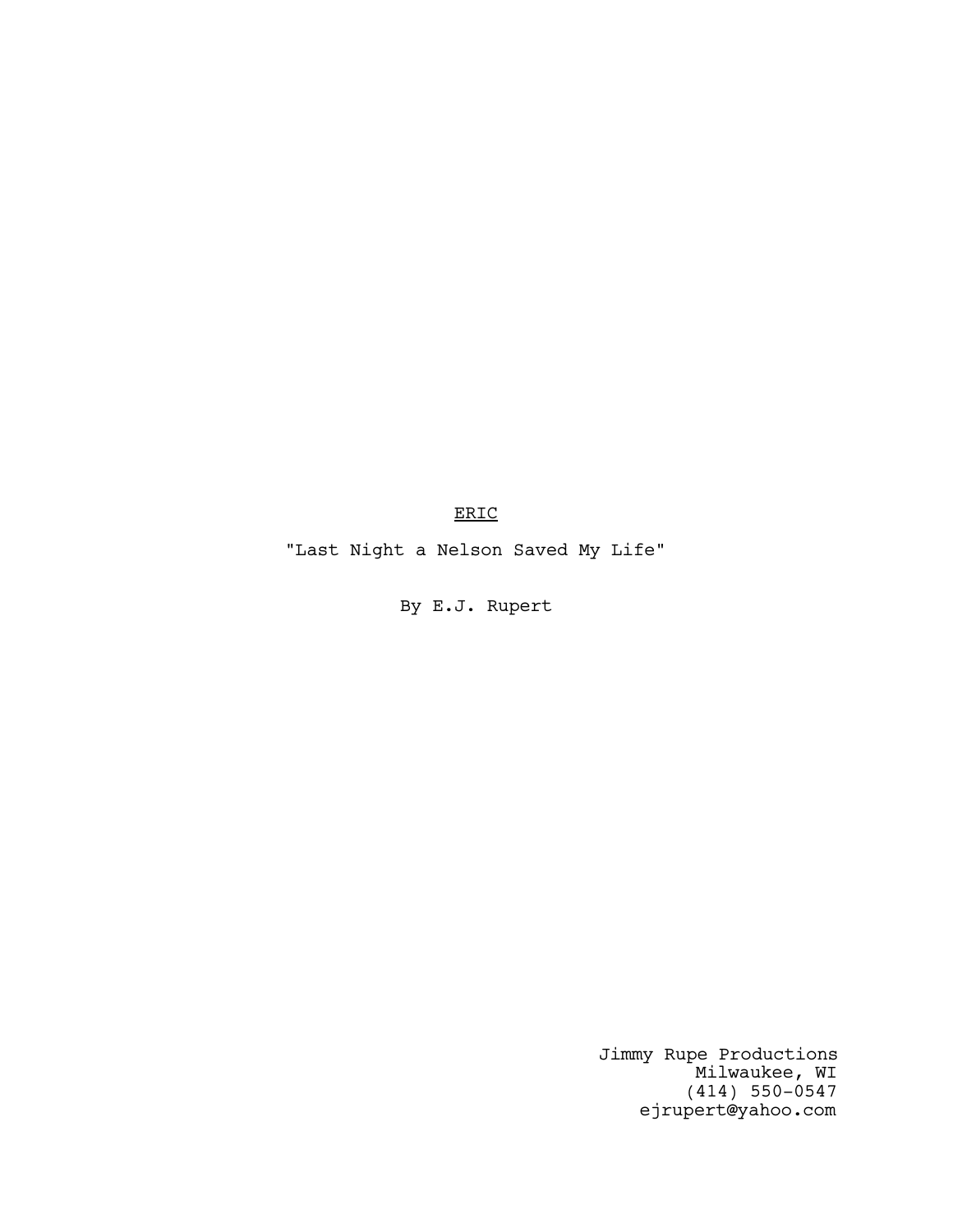<u>ERIC</u>

"Last Night a Nelson Saved My Life"

By E.J. Rupert

Jimmy Rupe Productions
Milwaukee, WI
(414) 550-0547
ejrupert@yahoo.com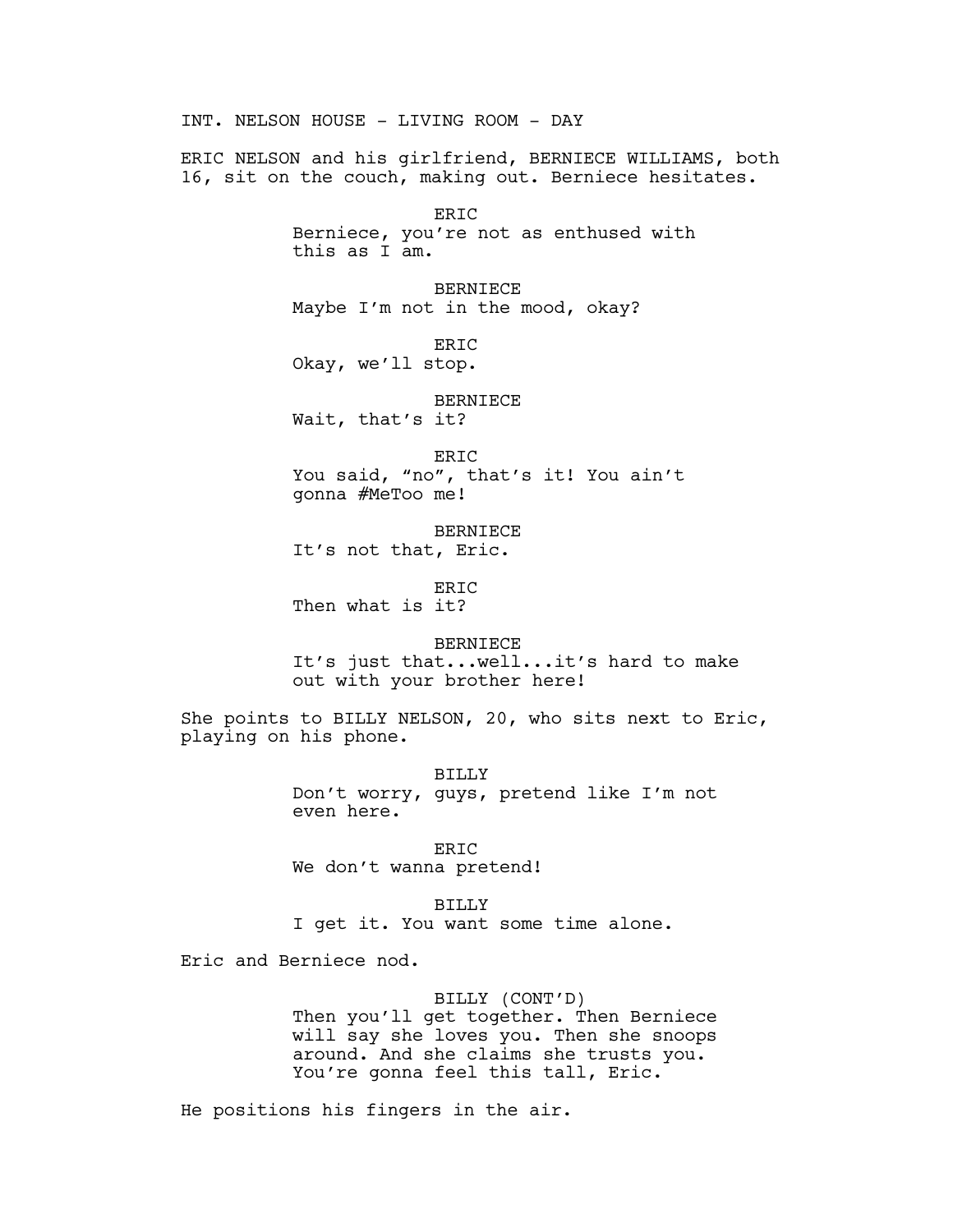INT. NELSON HOUSE - LIVING ROOM - DAY

ERIC NELSON and his girlfriend, BERNIECE WILLIAMS, both 16, sit on the couch, making out. Berniece hesitates.

ERIC
Berniece, you're not as enthused with this as I am.

BERNIECE
Maybe I'm not in the mood, okay?

ERIC
Okay, we'll stop.

BERNIECE
Wait, that's it?

ERIC
You said, "no", that's it! You ain't gonna #MeToo me!

BERNIECE
It's not that, Eric.

ERIC
Then what is it?

BERNIECE
It's just that...well...it's hard to make out with your brother here!

She points to BILLY NELSON, 20, who sits next to Eric, playing on his phone.

BILLY
Don't worry, guys, pretend like I'm not even here.

ERIC
We don't wanna pretend!

BILLY
I get it. You want some time alone.

Eric and Berniece nod.

BILLY (CONT'D)
Then you'll get together. Then Berniece will say she loves you. Then she snoops around. And she claims she trusts you. You're gonna feel this tall, Eric.

He positions his fingers in the air.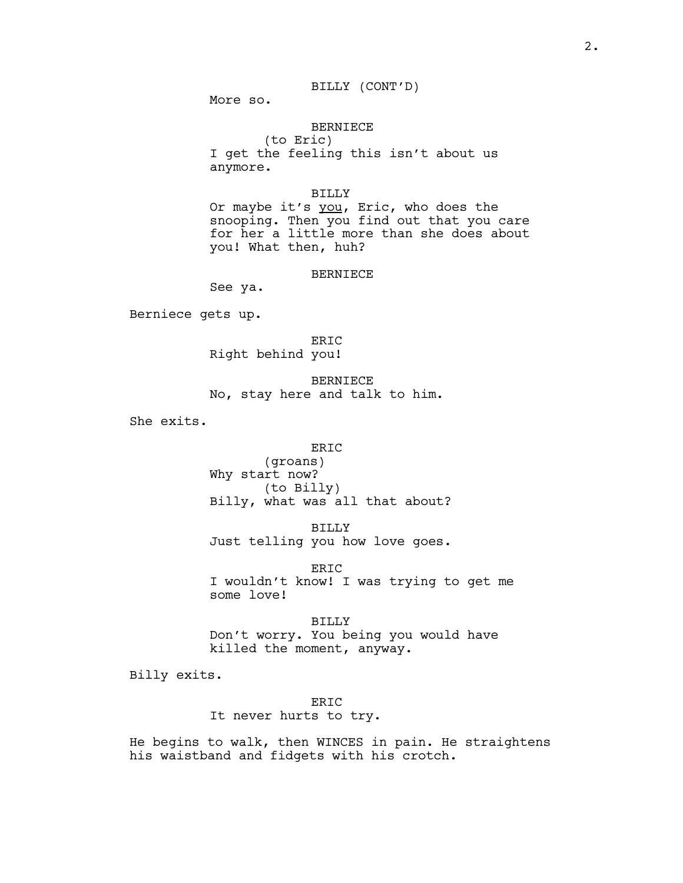BILLY (CONT'D)

More so.

BERNIECE

(to Eric)

I get the feeling this isn't about us anymore.

BILLY

Or maybe it's _you_, Eric, who does the snooping. Then you find out that you care for her a little more than she does about you! What then, huh?

BERNIECE

See ya.

Berniece gets up.

ERIC

Right behind you!

BERNIECE

No, stay here and talk to him.

She exits.

ERIC

(groans)

Why start now?

(to Billy)

Billy, what was all that about?

BILLY

Just telling you how love goes.

ERIC

I wouldn't know! I was trying to get me some love!

BILLY

Don't worry. You being you would have killed the moment, anyway.

Billy exits.

ERIC

It never hurts to try.

He begins to walk, then WINCES in pain. He straightens his waistband and fidgets with his crotch.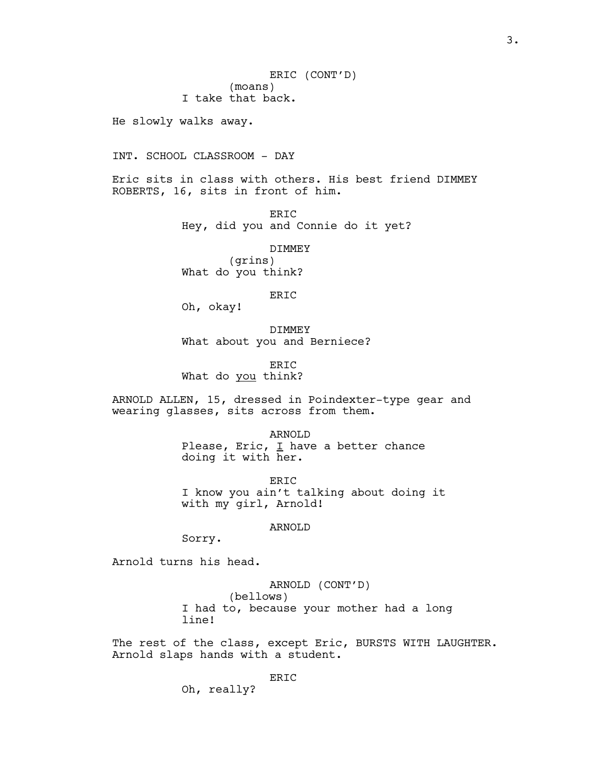ERIC (CONT'D)
(moans)
I take that back.

He slowly walks away.

INT. SCHOOL CLASSROOM - DAY

Eric sits in class with others. His best friend DIMMEY ROBERTS, 16, sits in front of him.

ERIC
Hey, did you and Connie do it yet?

DIMMEY
(grins)
What do you think?

ERIC
Oh, okay!

DIMMEY
What about you and Berniece?

ERIC
What do _you_ think?

ARNOLD ALLEN, 15, dressed in Poindexter-type gear and wearing glasses, sits across from them.

ARNOLD
Please, Eric, _I_ have a better chance doing it with her.

ERIC
I know you ain't talking about doing it with my girl, Arnold!

ARNOLD
Sorry.

Arnold turns his head.

ARNOLD (CONT'D)
(bellows)
I had to, because your mother had a long line!

The rest of the class, except Eric, BURSTS WITH LAUGHTER. Arnold slaps hands with a student.

ERIC
Oh, really?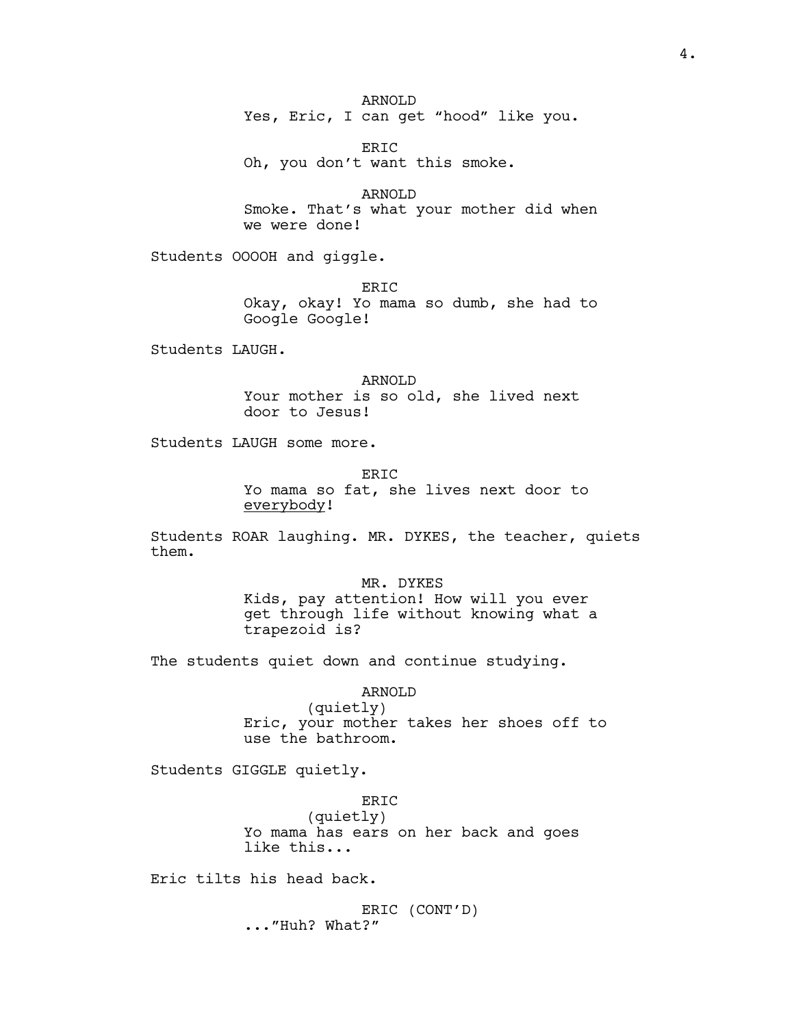ARNOLD
Yes, Eric, I can get “hood” like you.

ERIC
Oh, you don’t want this smoke.

ARNOLD
Smoke. That’s what your mother did when we were done!

Students OOOOH and giggle.

ERIC
Okay, okay! Yo mama so dumb, she had to Google Google!

Students LAUGH.

ARNOLD
Your mother is so old, she lived next door to Jesus!

Students LAUGH some more.

ERIC
Yo mama so fat, she lives next door to <u>everybody</u>!

Students ROAR laughing. MR. DYKES, the teacher, quiets them.

MR. DYKES
Kids, pay attention! How will you ever get through life without knowing what a trapezoid is?

The students quiet down and continue studying.

ARNOLD
(quietly)
Eric, your mother takes her shoes off to use the bathroom.

Students GIGGLE quietly.

ERIC
(quietly)
Yo mama has ears on her back and goes like this...

Eric tilts his head back.

ERIC (CONT’D)
...”Huh? What?”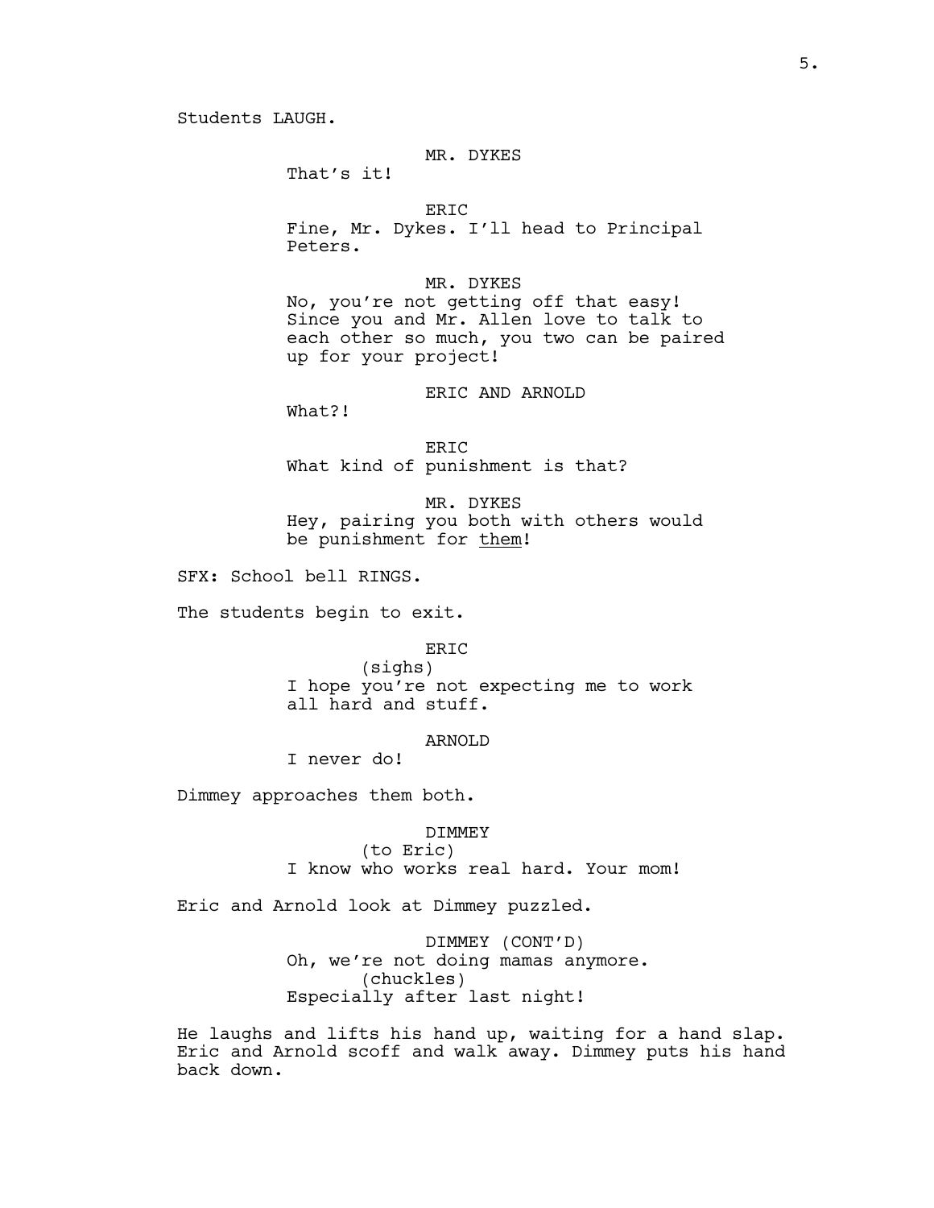Students LAUGH.

MR. DYKES
That's it!

ERIC
Fine, Mr. Dykes. I'll head to Principal Peters.

MR. DYKES
No, you're not getting off that easy! Since you and Mr. Allen love to talk to each other so much, you two can be paired up for your project!

ERIC AND ARNOLD
What?!

ERIC
What kind of punishment is that?

MR. DYKES
Hey, pairing you both with others would be punishment for _them_!

SFX: School bell RINGS.

The students begin to exit.

ERIC
(sighs)
I hope you're not expecting me to work all hard and stuff.

ARNOLD
I never do!

Dimmey approaches them both.

DIMMEY
(to Eric)
I know who works real hard. Your mom!

Eric and Arnold look at Dimmey puzzled.

DIMMEY (CONT'D)
Oh, we're not doing mamas anymore.
(chuckles)
Especially after last night!

He laughs and lifts his hand up, waiting for a hand slap. Eric and Arnold scoff and walk away. Dimmey puts his hand back down.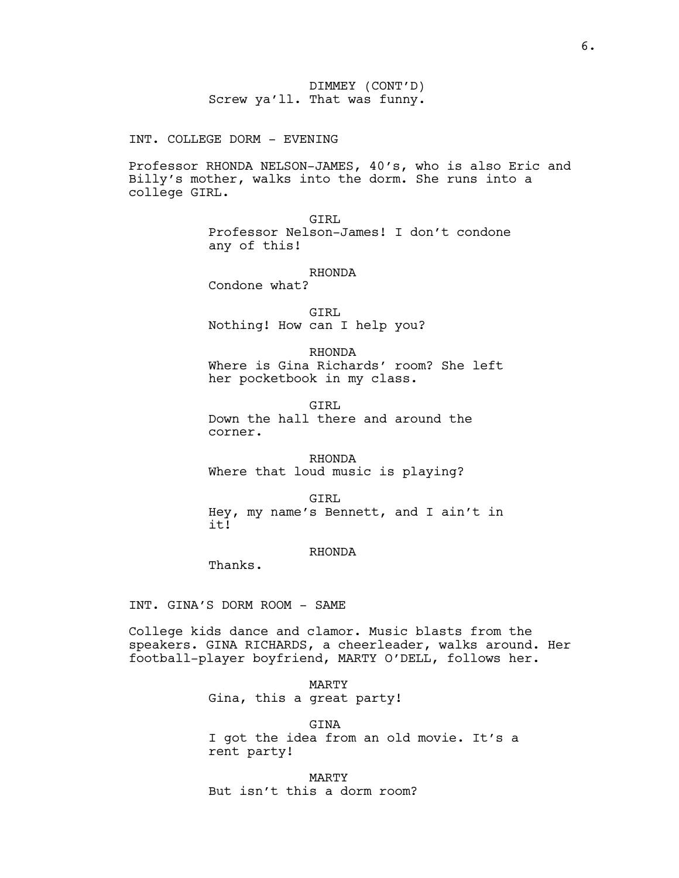DIMMEY (CONT'D)
Screw ya'll. That was funny.

INT. COLLEGE DORM - EVENING

Professor RHONDA NELSON-JAMES, 40's, who is also Eric and Billy's mother, walks into the dorm. She runs into a college GIRL.

GIRL
Professor Nelson-James! I don't condone any of this!

RHONDA
Condone what?

GIRL
Nothing! How can I help you?

RHONDA
Where is Gina Richards' room? She left her pocketbook in my class.

GIRL
Down the hall there and around the corner.

RHONDA
Where that loud music is playing?

GIRL
Hey, my name's Bennett, and I ain't in it!

RHONDA
Thanks.

INT. GINA'S DORM ROOM - SAME

College kids dance and clamor. Music blasts from the speakers. GINA RICHARDS, a cheerleader, walks around. Her football-player boyfriend, MARTY O'DELL, follows her.

MARTY
Gina, this a great party!

GINA
I got the idea from an old movie. It's a rent party!

MARTY
But isn't this a dorm room?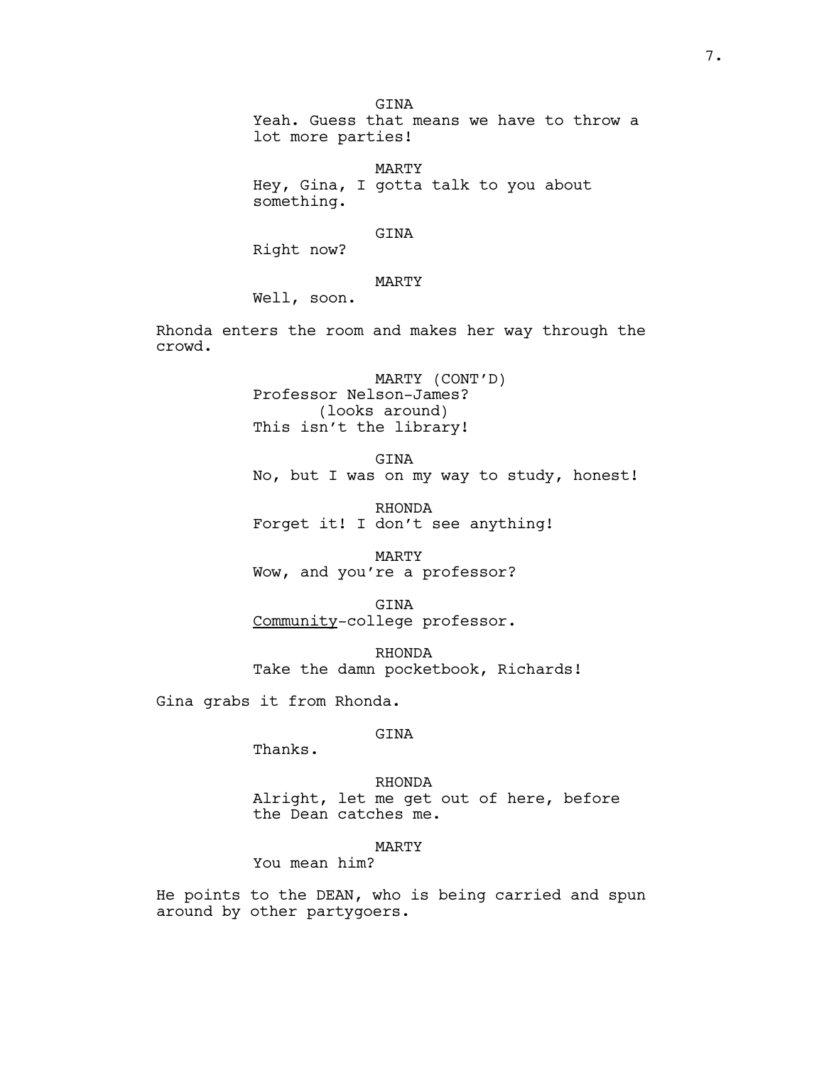GINA
Yeah. Guess that means we have to throw a lot more parties!

MARTY
Hey, Gina, I gotta talk to you about something.

GINA
Right now?

MARTY
Well, soon.

Rhonda enters the room and makes her way through the crowd.

MARTY (CONT'D)
Professor Nelson-James?
(looks around)
This isn't the library!

GINA
No, but I was on my way to study, honest!

RHONDA
Forget it! I don't see anything!

MARTY
Wow, and you're a professor?

GINA
<u>Community</u>-college professor.

RHONDA
Take the damn pocketbook, Richards!

Gina grabs it from Rhonda.

GINA
Thanks.

RHONDA
Alright, let me get out of here, before the Dean catches me.

MARTY
You mean him?

He points to the DEAN, who is being carried and spun around by other partygoers.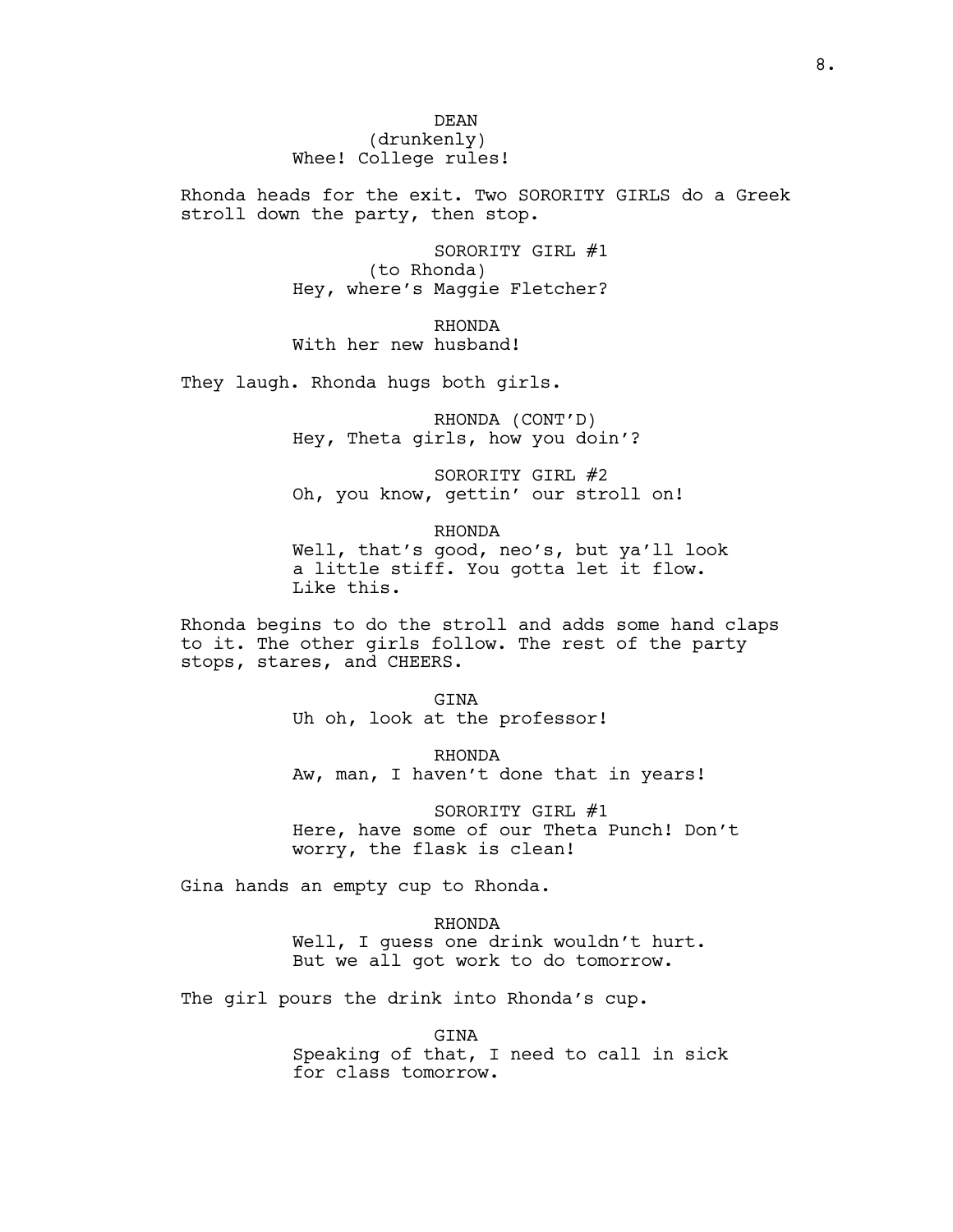DEAN
(drunkenly)
Whee! College rules!

Rhonda heads for the exit. Two SORORITY GIRLS do a Greek stroll down the party, then stop.

SORORITY GIRL #1
(to Rhonda)
Hey, where's Maggie Fletcher?

RHONDA
With her new husband!

They laugh. Rhonda hugs both girls.

RHONDA (CONT'D)
Hey, Theta girls, how you doin'?

SORORITY GIRL #2
Oh, you know, gettin' our stroll on!

RHONDA
Well, that's good, neo's, but ya'll look a little stiff. You gotta let it flow. Like this.

Rhonda begins to do the stroll and adds some hand claps to it. The other girls follow. The rest of the party stops, stares, and CHEERS.

GINA
Uh oh, look at the professor!

RHONDA
Aw, man, I haven't done that in years!

SORORITY GIRL #1
Here, have some of our Theta Punch! Don't worry, the flask is clean!

Gina hands an empty cup to Rhonda.

RHONDA
Well, I guess one drink wouldn't hurt. But we all got work to do tomorrow.

The girl pours the drink into Rhonda's cup.

GINA
Speaking of that, I need to call in sick for class tomorrow.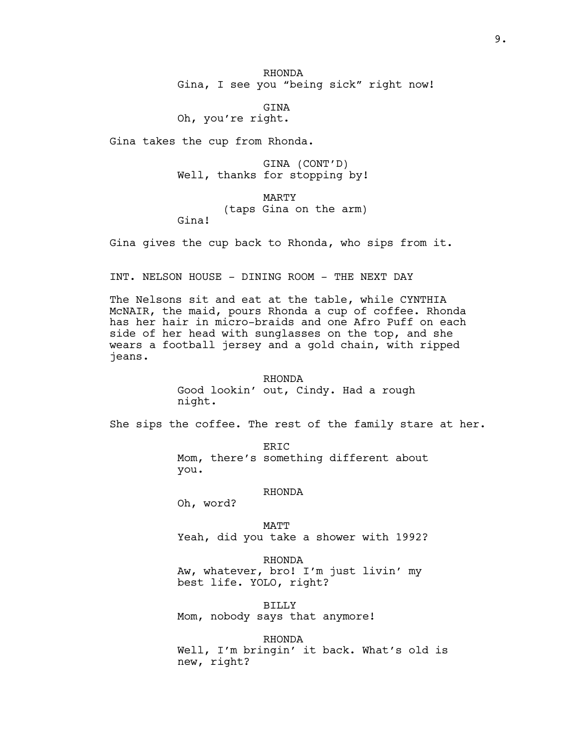RHONDA
Gina, I see you "being sick" right now!

GINA
Oh, you're right.

Gina takes the cup from Rhonda.

GINA (CONT'D)
Well, thanks for stopping by!

MARTY
(taps Gina on the arm)
Gina!

Gina gives the cup back to Rhonda, who sips from it.

INT. NELSON HOUSE - DINING ROOM - THE NEXT DAY

The Nelsons sit and eat at the table, while CYNTHIA McNAIR, the maid, pours Rhonda a cup of coffee. Rhonda has her hair in micro-braids and one Afro Puff on each side of her head with sunglasses on the top, and she wears a football jersey and a gold chain, with ripped jeans.

RHONDA
Good lookin' out, Cindy. Had a rough night.

She sips the coffee. The rest of the family stare at her.

ERIC
Mom, there's something different about you.

RHONDA
Oh, word?

MATT
Yeah, did you take a shower with 1992?

RHONDA
Aw, whatever, bro! I'm just livin' my best life. YOLO, right?

BILLY
Mom, nobody says that anymore!

RHONDA
Well, I'm bringin' it back. What's old is new, right?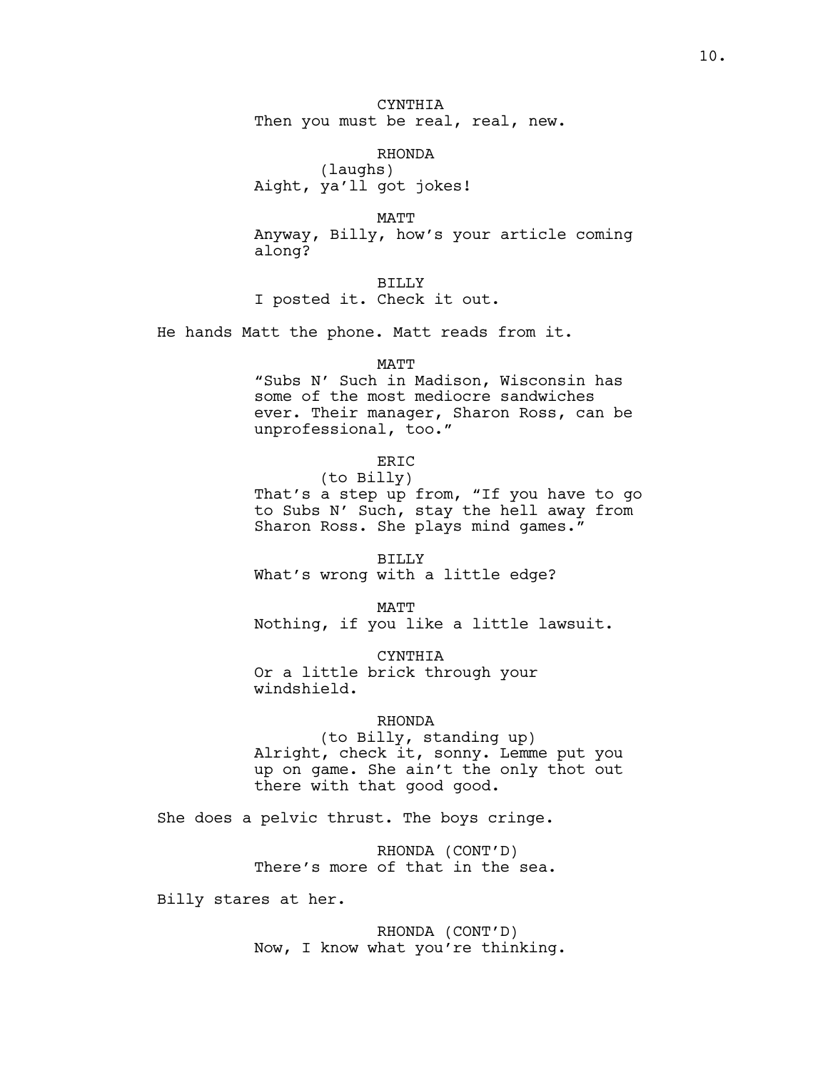CYNTHIA
Then you must be real, real, new.

RHONDA
(laughs)
Aight, ya'll got jokes!

MATT
Anyway, Billy, how's your article coming along?

BILLY
I posted it. Check it out.

He hands Matt the phone. Matt reads from it.

MATT
"Subs N' Such in Madison, Wisconsin has some of the most mediocre sandwiches ever. Their manager, Sharon Ross, can be unprofessional, too."

ERIC
(to Billy)
That's a step up from, "If you have to go to Subs N' Such, stay the hell away from Sharon Ross. She plays mind games."

BILLY
What's wrong with a little edge?

MATT
Nothing, if you like a little lawsuit.

CYNTHIA
Or a little brick through your windshield.

RHONDA
(to Billy, standing up)
Alright, check it, sonny. Lemme put you up on game. She ain't the only thot out there with that good good.

She does a pelvic thrust. The boys cringe.

RHONDA (CONT'D)
There's more of that in the sea.

Billy stares at her.

RHONDA (CONT'D)
Now, I know what you're thinking.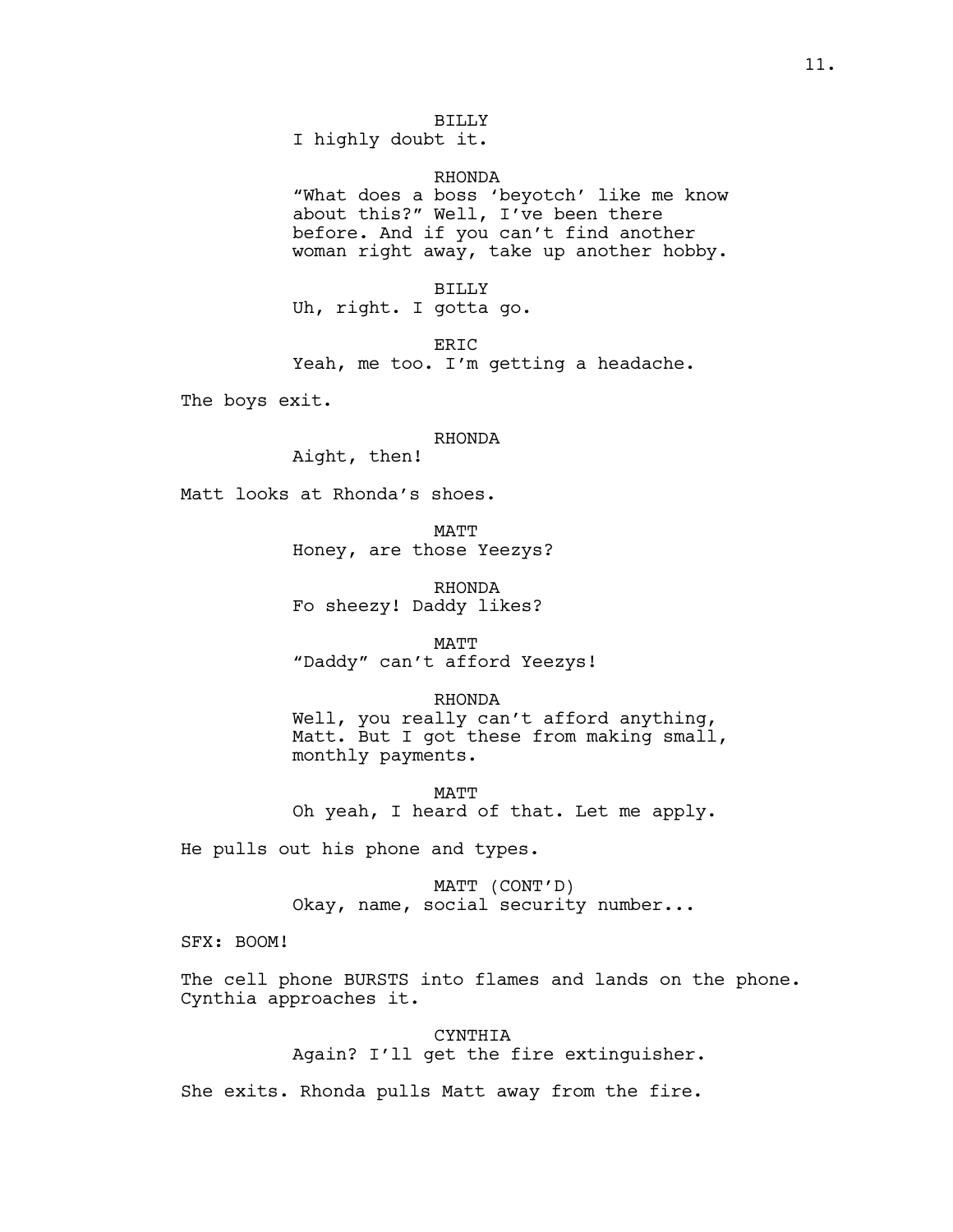BILLY
I highly doubt it.

RHONDA
“What does a boss ‘beyotch’ like me know about this?” Well, I’ve been there before. And if you can’t find another woman right away, take up another hobby.

BILLY
Uh, right. I gotta go.

ERIC
Yeah, me too. I’m getting a headache.

The boys exit.

RHONDA
Aight, then!

Matt looks at Rhonda’s shoes.

MATT
Honey, are those Yeezys?

RHONDA
Fo sheezy! Daddy likes?

MATT
“Daddy” can’t afford Yeezys!

RHONDA
Well, you really can’t afford anything, Matt. But I got these from making small, monthly payments.

MATT
Oh yeah, I heard of that. Let me apply.

He pulls out his phone and types.

MATT (CONT’D)
Okay, name, social security number...

SFX: BOOM!

The cell phone BURSTS into flames and lands on the phone. Cynthia approaches it.

CYNTHIA
Again? I’ll get the fire extinguisher.

She exits. Rhonda pulls Matt away from the fire.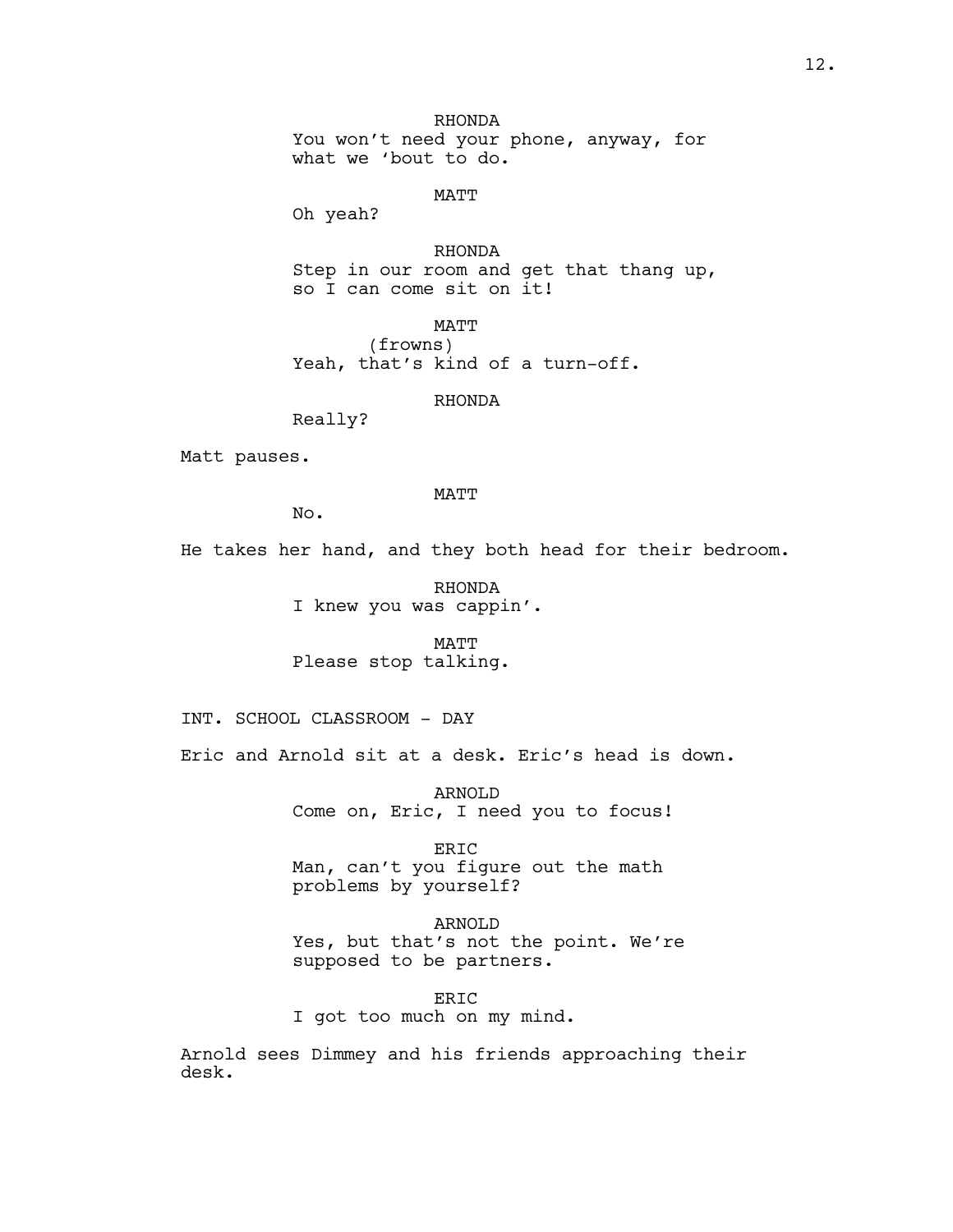RHONDA
You won't need your phone, anyway, for what we 'bout to do.

MATT
Oh yeah?

RHONDA
Step in our room and get that thang up, so I can come sit on it!

MATT
(frowns)
Yeah, that's kind of a turn-off.

RHONDA
Really?

Matt pauses.

MATT
No.

He takes her hand, and they both head for their bedroom.

RHONDA
I knew you was cappin'.

MATT
Please stop talking.

INT. SCHOOL CLASSROOM - DAY

Eric and Arnold sit at a desk. Eric's head is down.

ARNOLD
Come on, Eric, I need you to focus!

ERIC
Man, can't you figure out the math problems by yourself?

ARNOLD
Yes, but that's not the point. We're supposed to be partners.

ERIC
I got too much on my mind.

Arnold sees Dimmey and his friends approaching their desk.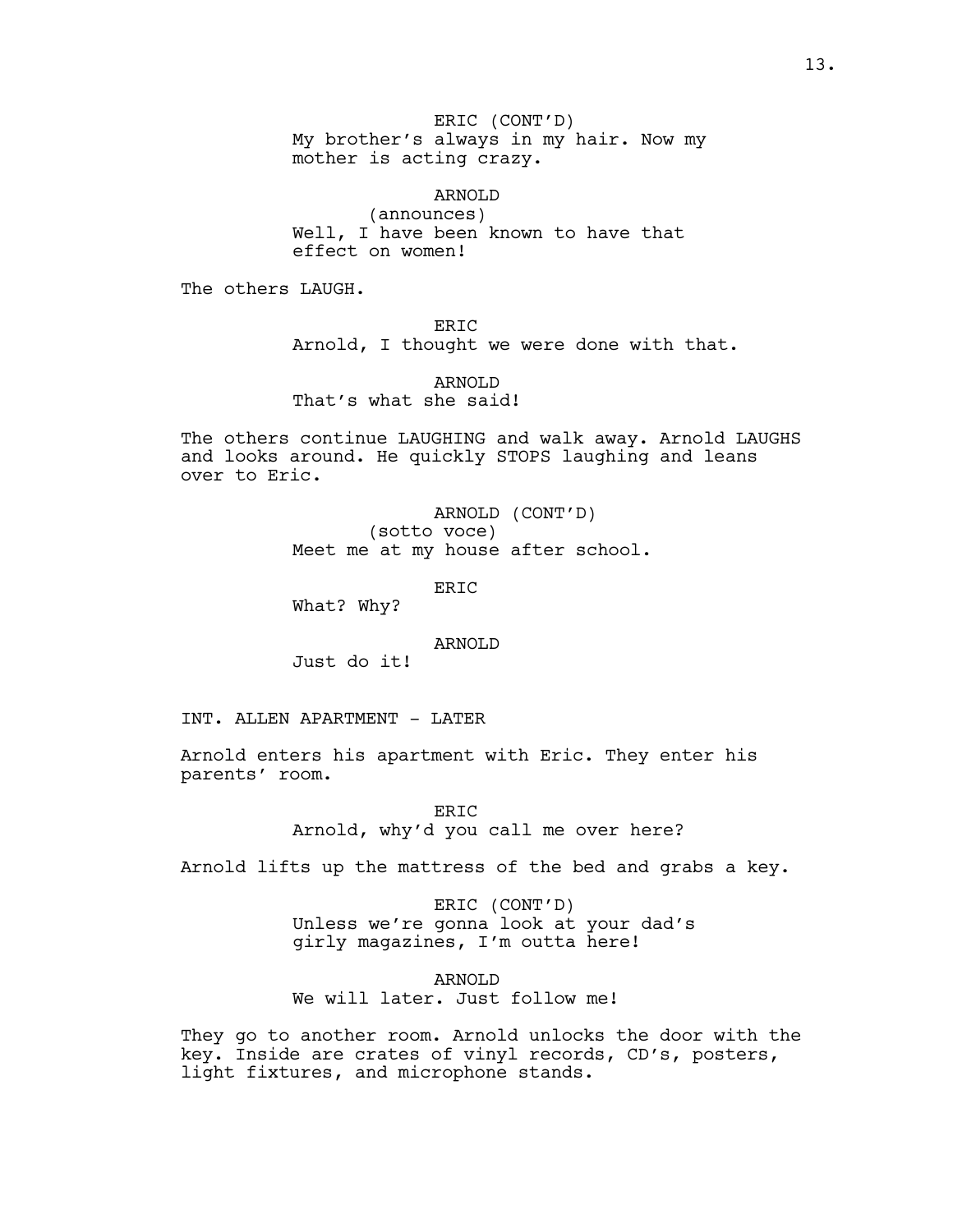ERIC (CONT'D)
My brother's always in my hair. Now my mother is acting crazy.

ARNOLD
(announces)
Well, I have been known to have that effect on women!

The others LAUGH.

ERIC
Arnold, I thought we were done with that.

ARNOLD
That's what she said!

The others continue LAUGHING and walk away. Arnold LAUGHS and looks around. He quickly STOPS laughing and leans over to Eric.

ARNOLD (CONT'D)
(sotto voce)
Meet me at my house after school.

ERIC
What? Why?

ARNOLD
Just do it!

INT. ALLEN APARTMENT - LATER

Arnold enters his apartment with Eric. They enter his parents' room.

ERIC
Arnold, why'd you call me over here?

Arnold lifts up the mattress of the bed and grabs a key.

ERIC (CONT'D)
Unless we're gonna look at your dad's girly magazines, I'm outta here!

ARNOLD
We will later. Just follow me!

They go to another room. Arnold unlocks the door with the key. Inside are crates of vinyl records, CD's, posters, light fixtures, and microphone stands.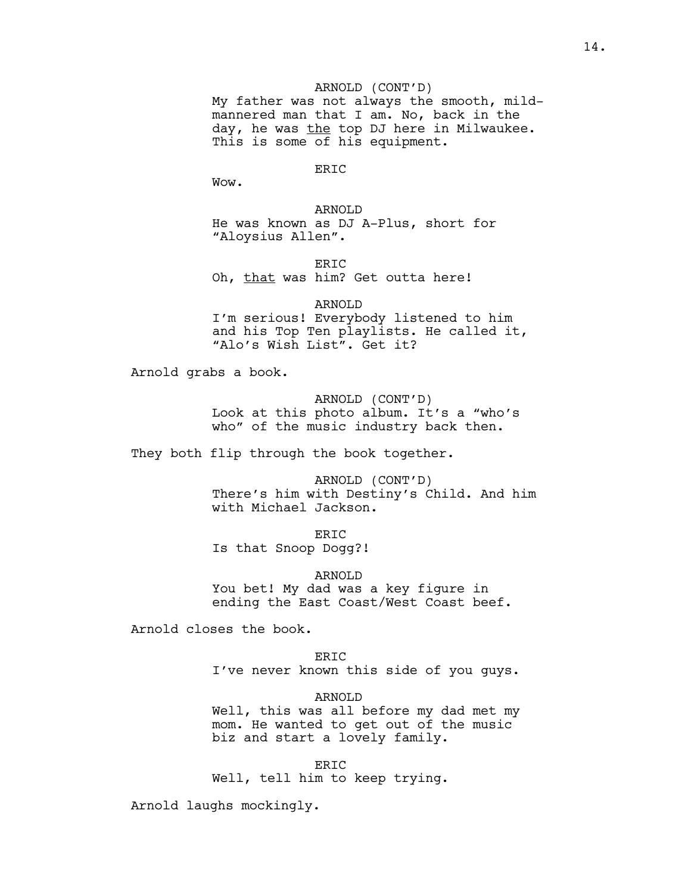ARNOLD (CONT'D)
My father was not always the smooth, mild-mannered man that I am. No, back in the day, he was <u>the</u> top DJ here in Milwaukee. This is some of his equipment.

ERIC
Wow.

ARNOLD
He was known as DJ A-Plus, short for "Aloysius Allen".

ERIC
Oh, <u>that</u> was him? Get outta here!

ARNOLD
I'm serious! Everybody listened to him and his Top Ten playlists. He called it, "Alo's Wish List". Get it?

Arnold grabs a book.

ARNOLD (CONT'D)
Look at this photo album. It's a "who's who" of the music industry back then.

They both flip through the book together.

ARNOLD (CONT'D)
There's him with Destiny's Child. And him with Michael Jackson.

ERIC
Is that Snoop Dogg?!

ARNOLD
You bet! My dad was a key figure in ending the East Coast/West Coast beef.

Arnold closes the book.

ERIC
I've never known this side of you guys.

ARNOLD
Well, this was all before my dad met my mom. He wanted to get out of the music biz and start a lovely family.

ERIC
Well, tell him to keep trying.

Arnold laughs mockingly.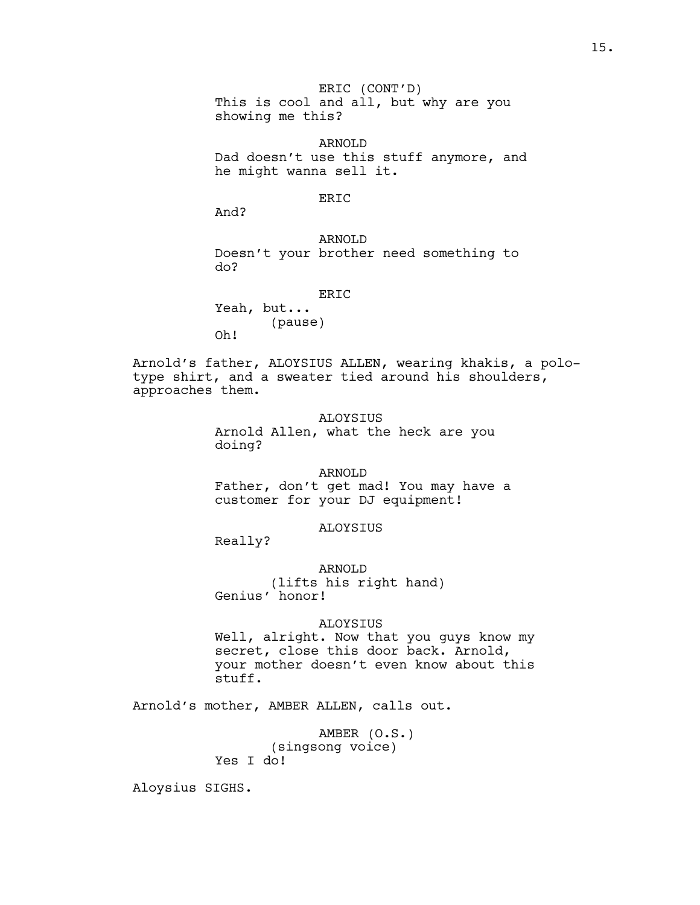ERIC (CONT'D)
This is cool and all, but why are you showing me this?

ARNOLD
Dad doesn't use this stuff anymore, and he might wanna sell it.

ERIC
And?

ARNOLD
Doesn't your brother need something to do?

ERIC
Yeah, but...
(pause)
Oh!

Arnold's father, ALOYSIUS ALLEN, wearing khakis, a polo-type shirt, and a sweater tied around his shoulders, approaches them.

ALOYSIUS
Arnold Allen, what the heck are you doing?

ARNOLD
Father, don't get mad! You may have a customer for your DJ equipment!

ALOYSIUS
Really?

ARNOLD
(lifts his right hand)
Genius' honor!

ALOYSIUS
Well, alright. Now that you guys know my secret, close this door back. Arnold, your mother doesn't even know about this stuff.

Arnold's mother, AMBER ALLEN, calls out.

AMBER (O.S.)
(singsong voice)
Yes I do!

Aloysius SIGHS.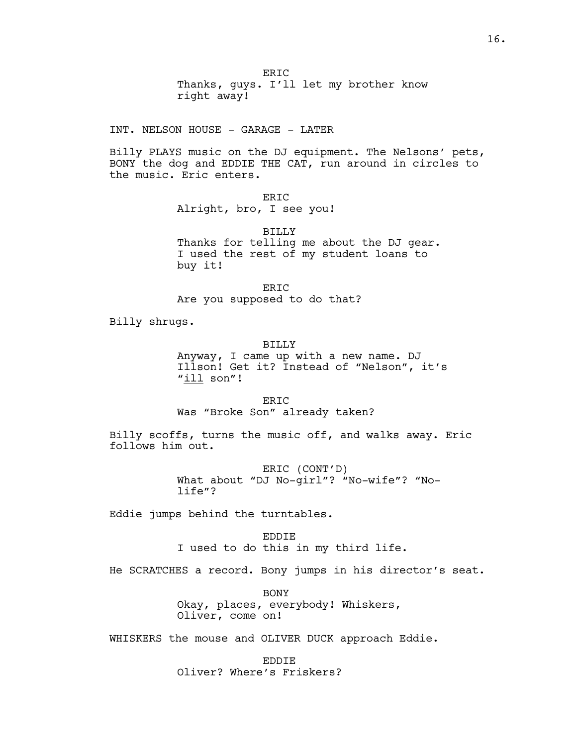ERIC
Thanks, guys. I'll let my brother know right away!

INT. NELSON HOUSE - GARAGE - LATER

Billy PLAYS music on the DJ equipment. The Nelsons' pets, BONY the dog and EDDIE THE CAT, run around in circles to the music. Eric enters.

ERIC
Alright, bro, I see you!

BILLY
Thanks for telling me about the DJ gear. I used the rest of my student loans to buy it!

ERIC
Are you supposed to do that?

Billy shrugs.

BILLY
Anyway, I came up with a new name. DJ Illson! Get it? Instead of "Nelson", it's "<u>ill</u> son"!

ERIC
Was "Broke Son" already taken?

Billy scoffs, turns the music off, and walks away. Eric follows him out.

ERIC (CONT'D)
What about "DJ No-girl"? "No-wife"? "No-life"?

Eddie jumps behind the turntables.

EDDIE
I used to do this in my third life.

He SCRATCHES a record. Bony jumps in his director's seat.

BONY
Okay, places, everybody! Whiskers, Oliver, come on!

WHISKERS the mouse and OLIVER DUCK approach Eddie.

EDDIE
Oliver? Where's Friskers?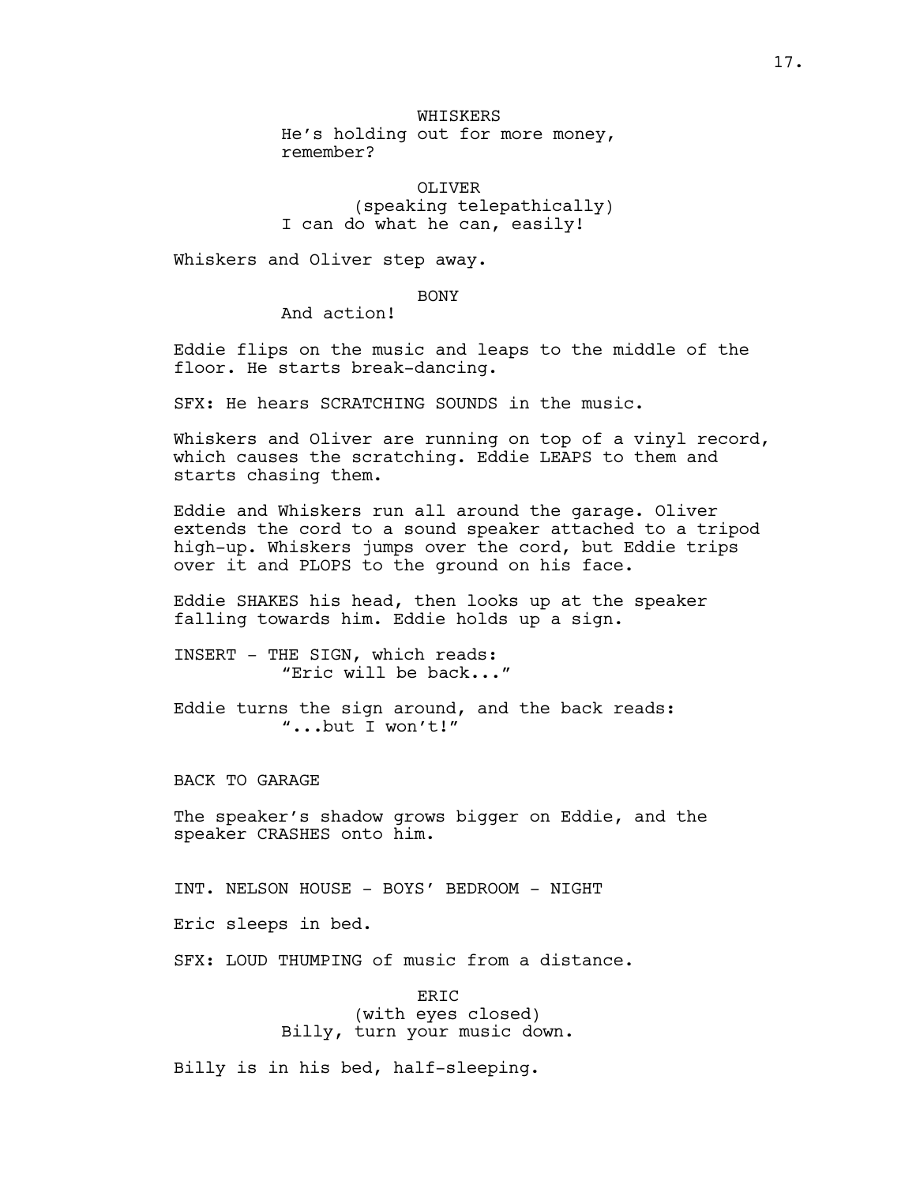WHISKERS
He's holding out for more money, remember?

OLIVER
(speaking telepathically)
I can do what he can, easily!

Whiskers and Oliver step away.

BONY
And action!

Eddie flips on the music and leaps to the middle of the floor. He starts break-dancing.

SFX: He hears SCRATCHING SOUNDS in the music.

Whiskers and Oliver are running on top of a vinyl record, which causes the scratching. Eddie LEAPS to them and starts chasing them.

Eddie and Whiskers run all around the garage. Oliver extends the cord to a sound speaker attached to a tripod high-up. Whiskers jumps over the cord, but Eddie trips over it and PLOPS to the ground on his face.

Eddie SHAKES his head, then looks up at the speaker falling towards him. Eddie holds up a sign.

INSERT - THE SIGN, which reads:
"Eric will be back..."

Eddie turns the sign around, and the back reads:
"...but I won't!"

BACK TO GARAGE

The speaker's shadow grows bigger on Eddie, and the speaker CRASHES onto him.

INT. NELSON HOUSE - BOYS' BEDROOM - NIGHT

Eric sleeps in bed.

SFX: LOUD THUMPING of music from a distance.

ERIC
(with eyes closed)
Billy, turn your music down.

Billy is in his bed, half-sleeping.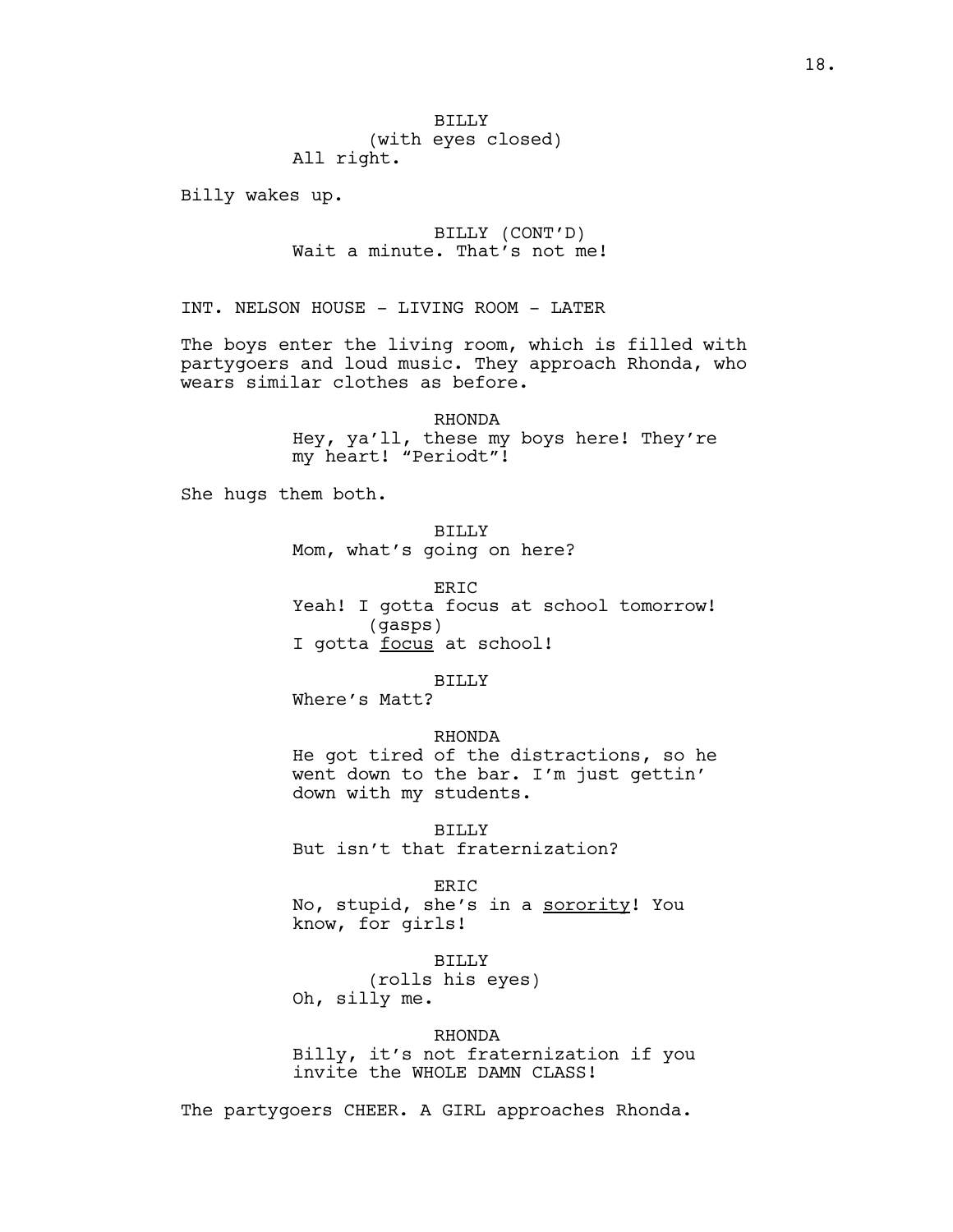BILLY
(with eyes closed)
All right.

Billy wakes up.

BILLY (CONT'D)
Wait a minute. That's not me!

INT. NELSON HOUSE - LIVING ROOM - LATER

The boys enter the living room, which is filled with partygoers and loud music. They approach Rhonda, who wears similar clothes as before.

RHONDA
Hey, ya'll, these my boys here! They're my heart! "Periodt"!

She hugs them both.

BILLY
Mom, what's going on here?

ERIC
Yeah! I gotta focus at school tomorrow!
(gasps)
I gotta <u>focus</u> at school!

BILLY
Where's Matt?

RHONDA
He got tired of the distractions, so he went down to the bar. I'm just gettin' down with my students.

BILLY
But isn't that fraternization?

ERIC
No, stupid, she's in a <u>sorority</u>! You know, for girls!

BILLY
(rolls his eyes)
Oh, silly me.

RHONDA
Billy, it's not fraternization if you invite the WHOLE DAMN CLASS!

The partygoers CHEER. A GIRL approaches Rhonda.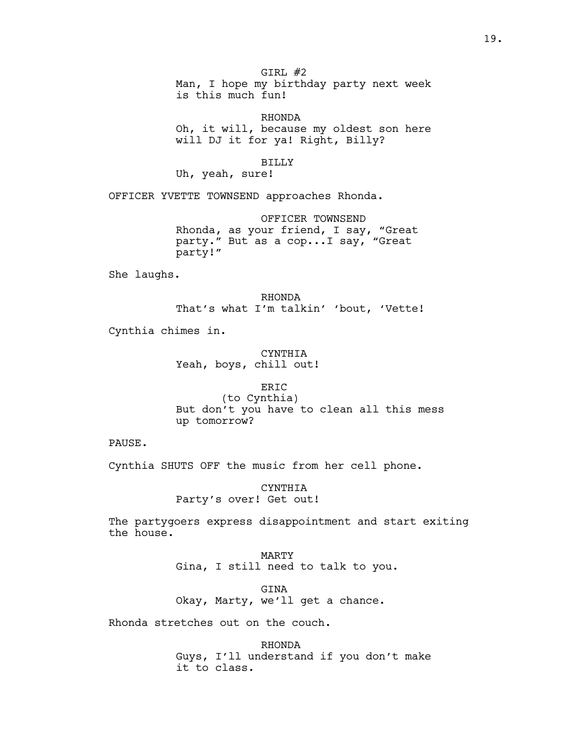GIRL #2
Man, I hope my birthday party next week is this much fun!

RHONDA
Oh, it will, because my oldest son here will DJ it for ya! Right, Billy?

BILLY
Uh, yeah, sure!

OFFICER YVETTE TOWNSEND approaches Rhonda.

OFFICER TOWNSEND
Rhonda, as your friend, I say, “Great party.” But as a cop...I say, “Great party!”

She laughs.

RHONDA
That’s what I’m talkin’ ‘bout, ‘Vette!

Cynthia chimes in.

CYNTHIA
Yeah, boys, chill out!

ERIC
(to Cynthia)
But don’t you have to clean all this mess up tomorrow?

PAUSE.

Cynthia SHUTS OFF the music from her cell phone.

CYNTHIA
Party’s over! Get out!

The partygoers express disappointment and start exiting the house.

MARTY
Gina, I still need to talk to you.

GINA
Okay, Marty, we’ll get a chance.

Rhonda stretches out on the couch.

RHONDA
Guys, I’ll understand if you don’t make it to class.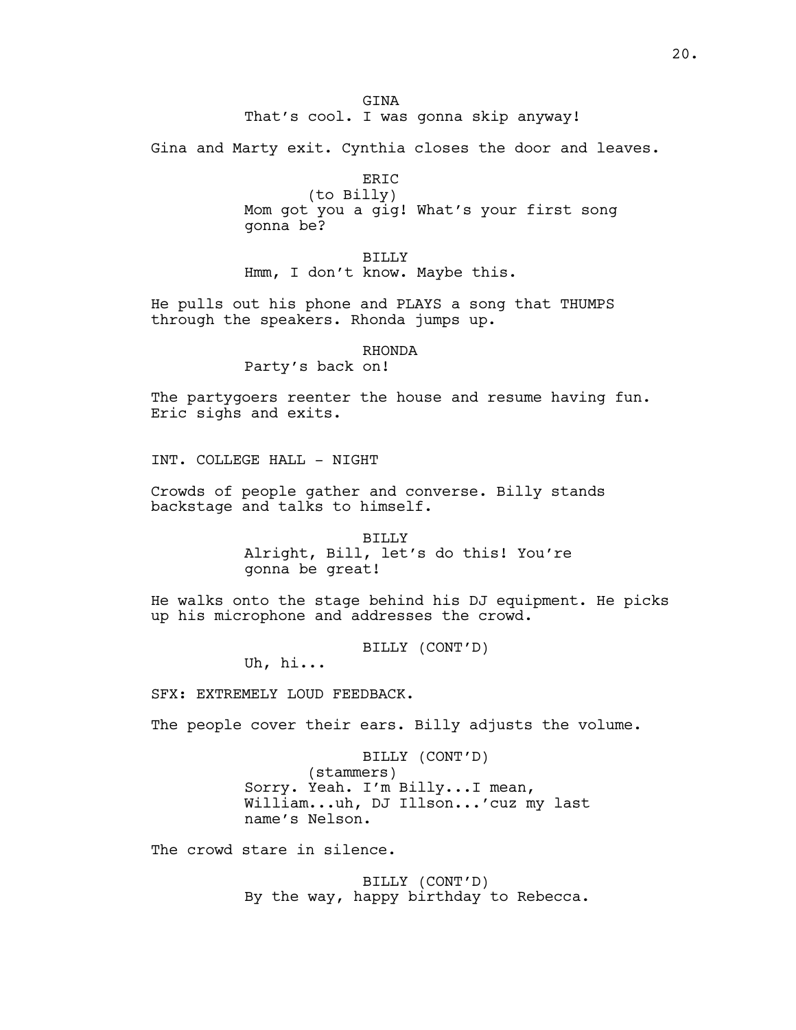GINA
That's cool. I was gonna skip anyway!

Gina and Marty exit. Cynthia closes the door and leaves.

ERIC
(to Billy)
Mom got you a gig! What's your first song gonna be?

BILLY
Hmm, I don't know. Maybe this.

He pulls out his phone and PLAYS a song that THUMPS through the speakers. Rhonda jumps up.

RHONDA
Party's back on!

The partygoers reenter the house and resume having fun. Eric sighs and exits.

INT. COLLEGE HALL - NIGHT

Crowds of people gather and converse. Billy stands backstage and talks to himself.

BILLY
Alright, Bill, let's do this! You're gonna be great!

He walks onto the stage behind his DJ equipment. He picks up his microphone and addresses the crowd.

BILLY (CONT'D)
Uh, hi...

SFX: EXTREMELY LOUD FEEDBACK.

The people cover their ears. Billy adjusts the volume.

BILLY (CONT'D)
(stammers)
Sorry. Yeah. I'm Billy...I mean, William...uh, DJ Illson...'cuz my last name's Nelson.

The crowd stare in silence.

BILLY (CONT'D)
By the way, happy birthday to Rebecca.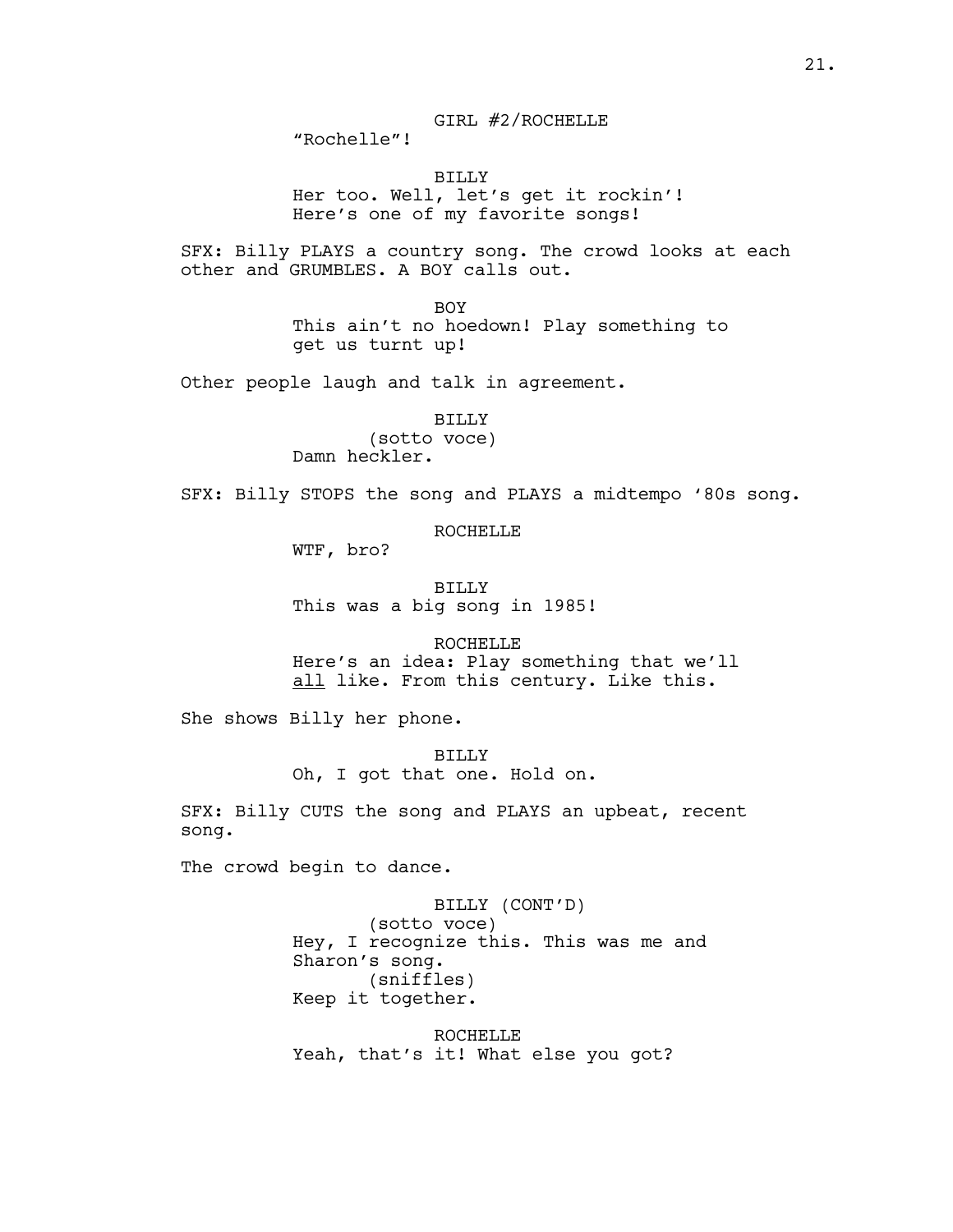GIRL #2/ROCHELLE
"Rochelle"!

BILLY
Her too. Well, let's get it rockin'! Here's one of my favorite songs!

SFX: Billy PLAYS a country song. The crowd looks at each other and GRUMBLES. A BOY calls out.

BOY
This ain't no hoedown! Play something to get us turnt up!

Other people laugh and talk in agreement.

BILLY
(sotto voce)
Damn heckler.

SFX: Billy STOPS the song and PLAYS a midtempo '80s song.

ROCHELLE
WTF, bro?

BILLY
This was a big song in 1985!

ROCHELLE
Here's an idea: Play something that we'll <u>all</u> like. From this century. Like this.

She shows Billy her phone.

BILLY
Oh, I got that one. Hold on.

SFX: Billy CUTS the song and PLAYS an upbeat, recent song.

The crowd begin to dance.

BILLY (CONT'D)
(sotto voce)
Hey, I recognize this. This was me and Sharon's song.
(sniffles)
Keep it together.

ROCHELLE
Yeah, that's it! What else you got?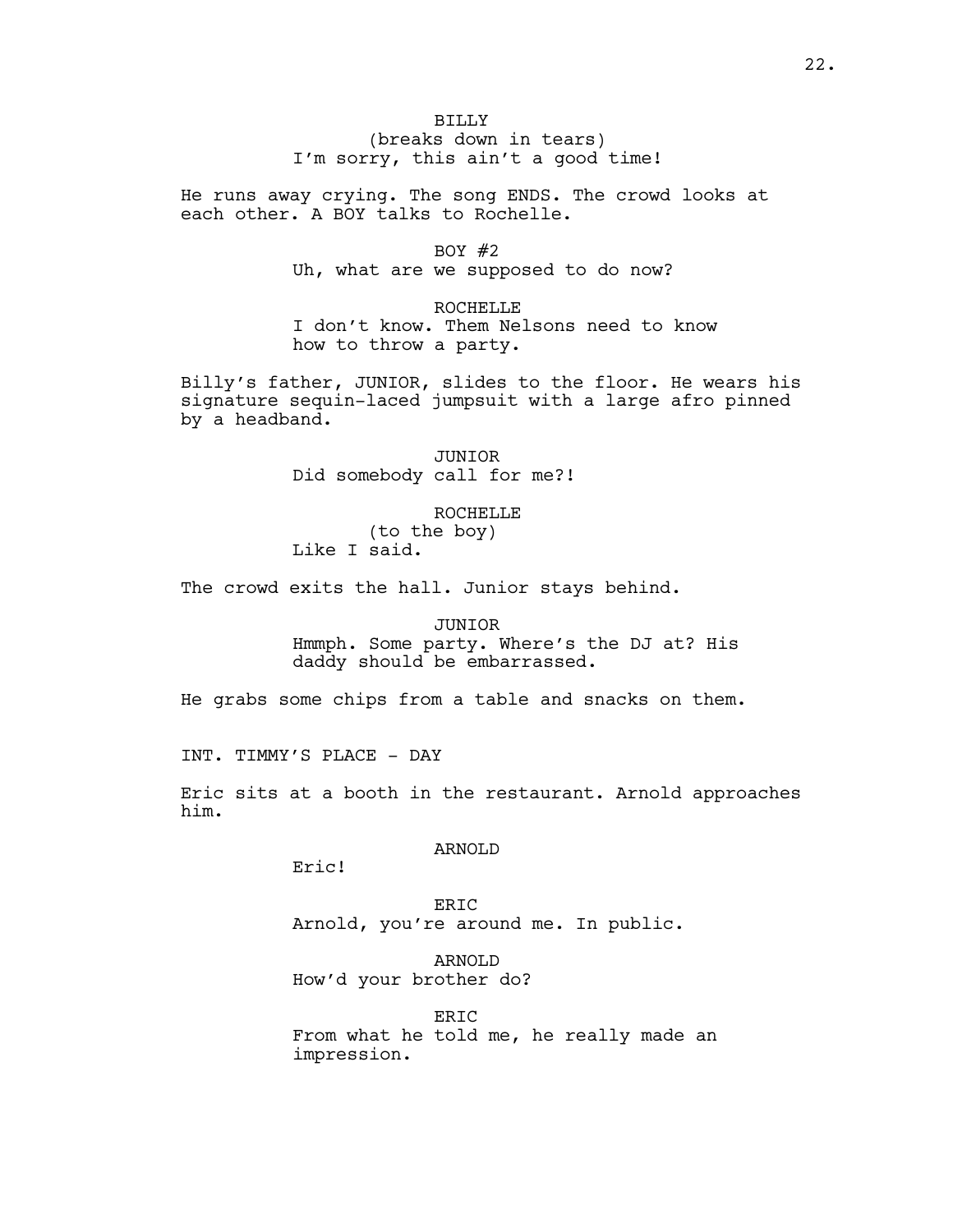BILLY
(breaks down in tears)
I'm sorry, this ain't a good time!

He runs away crying. The song ENDS. The crowd looks at each other. A BOY talks to Rochelle.

BOY #2
Uh, what are we supposed to do now?

ROCHELLE
I don't know. Them Nelsons need to know how to throw a party.

Billy's father, JUNIOR, slides to the floor. He wears his signature sequin-laced jumpsuit with a large afro pinned by a headband.

JUNIOR
Did somebody call for me?!

ROCHELLE
(to the boy)
Like I said.

The crowd exits the hall. Junior stays behind.

JUNIOR
Hmmph. Some party. Where's the DJ at? His daddy should be embarrassed.

He grabs some chips from a table and snacks on them.

INT. TIMMY'S PLACE - DAY

Eric sits at a booth in the restaurant. Arnold approaches him.

ARNOLD
Eric!

ERIC
Arnold, you're around me. In public.

ARNOLD
How'd your brother do?

ERIC
From what he told me, he really made an impression.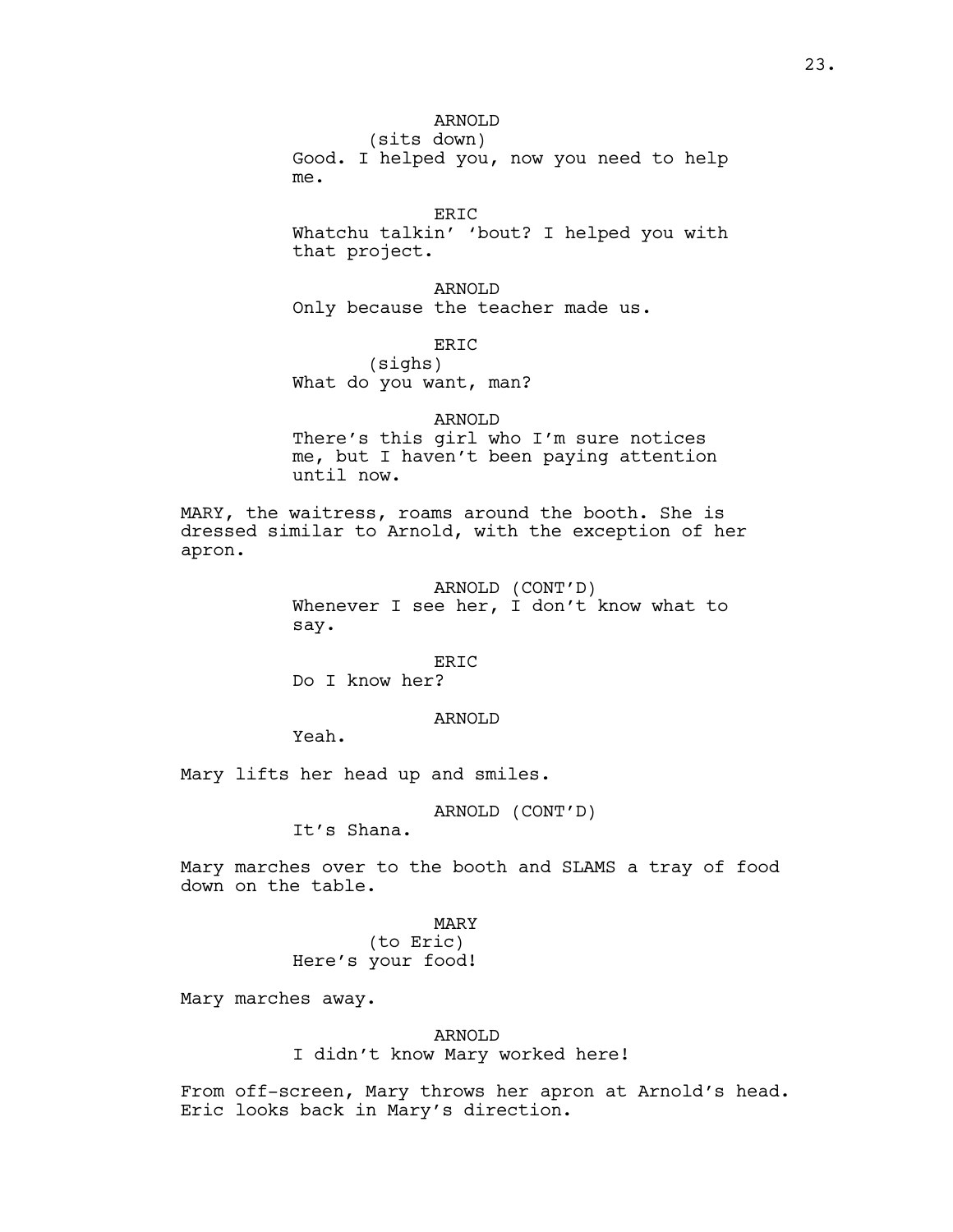ARNOLD
(sits down)
Good. I helped you, now you need to help me.

ERIC
Whatchu talkin' 'bout? I helped you with that project.

ARNOLD
Only because the teacher made us.

ERIC
(sighs)
What do you want, man?

ARNOLD
There's this girl who I'm sure notices me, but I haven't been paying attention until now.

MARY, the waitress, roams around the booth. She is dressed similar to Arnold, with the exception of her apron.

ARNOLD (CONT'D)
Whenever I see her, I don't know what to say.

ERIC
Do I know her?

ARNOLD
Yeah.

Mary lifts her head up and smiles.

ARNOLD (CONT'D)
It's Shana.

Mary marches over to the booth and SLAMS a tray of food down on the table.

MARY
(to Eric)
Here's your food!

Mary marches away.

ARNOLD
I didn't know Mary worked here!

From off-screen, Mary throws her apron at Arnold's head. Eric looks back in Mary's direction.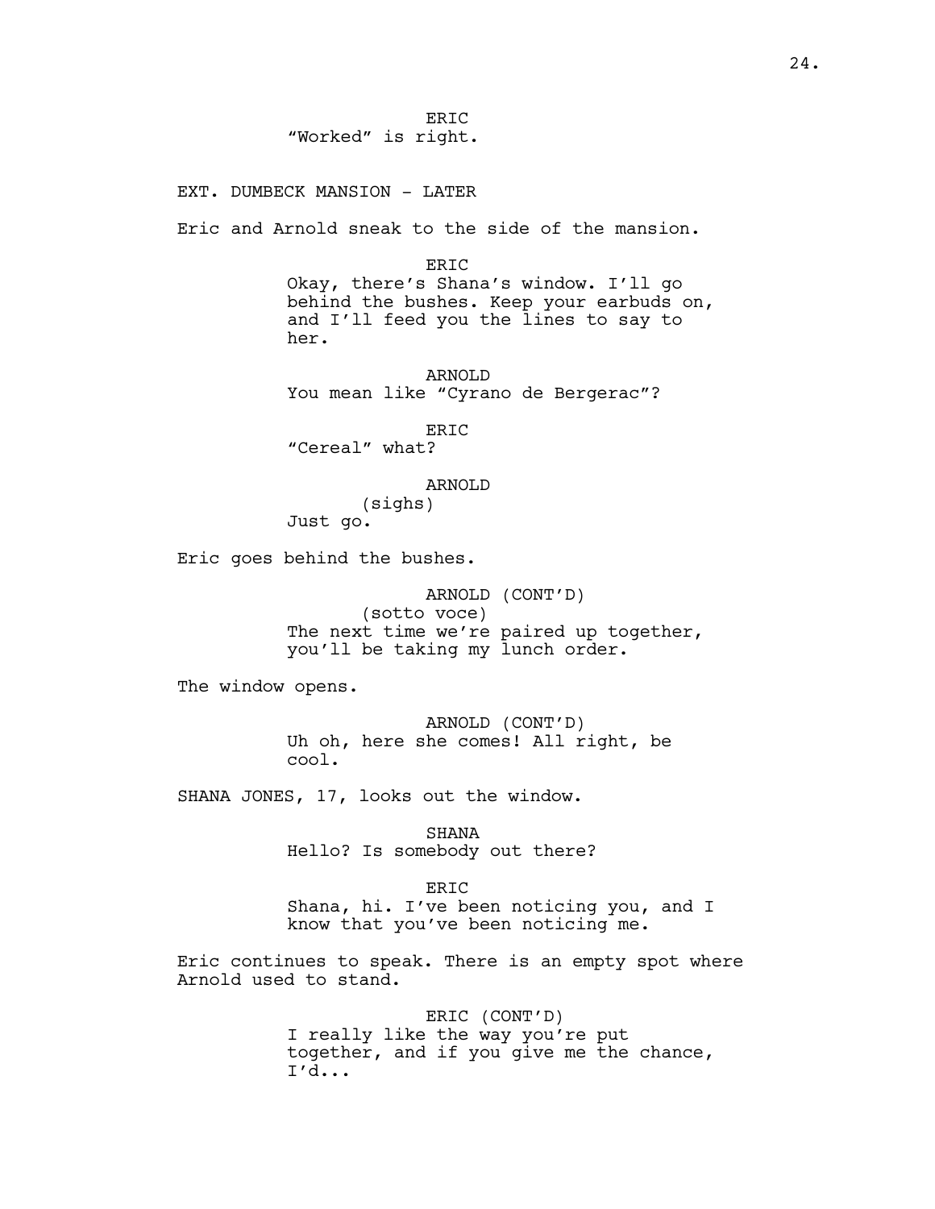ERIC
"Worked" is right.

EXT. DUMBECK MANSION - LATER

Eric and Arnold sneak to the side of the mansion.

ERIC
Okay, there's Shana's window. I'll go behind the bushes. Keep your earbuds on, and I'll feed you the lines to say to her.

ARNOLD
You mean like "Cyrano de Bergerac"?

ERIC
"Cereal" what?

ARNOLD
(sighs)
Just go.

Eric goes behind the bushes.

ARNOLD (CONT'D)
(sotto voce)
The next time we're paired up together, you'll be taking my lunch order.

The window opens.

ARNOLD (CONT'D)
Uh oh, here she comes! All right, be cool.

SHANA JONES, 17, looks out the window.

SHANA
Hello? Is somebody out there?

ERIC
Shana, hi. I've been noticing you, and I know that you've been noticing me.

Eric continues to speak. There is an empty spot where Arnold used to stand.

ERIC (CONT'D)
I really like the way you're put together, and if you give me the chance, I'd...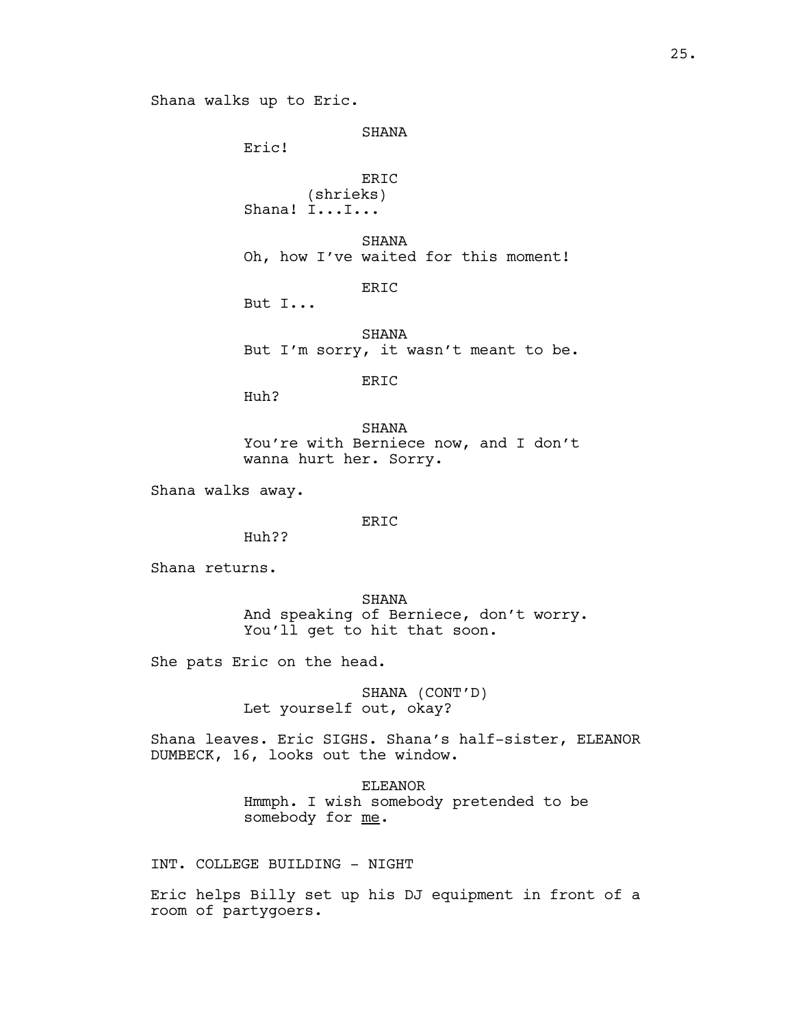Shana walks up to Eric.

SHANA
Eric!

ERIC
(shrieks)
Shana! I...I...

SHANA
Oh, how I've waited for this moment!

ERIC
But I...

SHANA
But I'm sorry, it wasn't meant to be.

ERIC
Huh?

SHANA
You're with Berniece now, and I don't wanna hurt her. Sorry.

Shana walks away.

ERIC
Huh??

Shana returns.

SHANA
And speaking of Berniece, don't worry. You'll get to hit that soon.

She pats Eric on the head.

SHANA (CONT'D)
Let yourself out, okay?

Shana leaves. Eric SIGHS. Shana's half-sister, ELEANOR DUMBECK, 16, looks out the window.

ELEANOR
Hmmph. I wish somebody pretended to be somebody for <u>me</u>.

INT. COLLEGE BUILDING - NIGHT

Eric helps Billy set up his DJ equipment in front of a room of partygoers.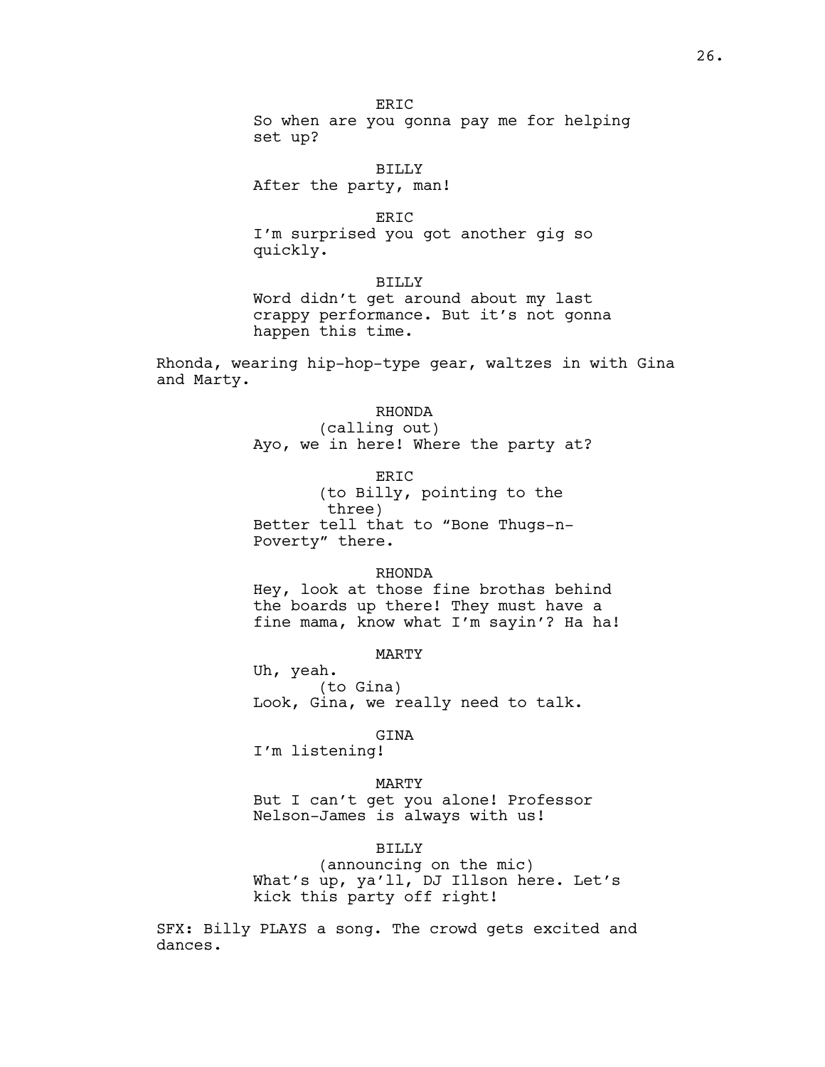ERIC

So when are you gonna pay me for helping set up?

BILLY

After the party, man!

ERIC

I'm surprised you got another gig so quickly.

BILLY

Word didn't get around about my last crappy performance. But it's not gonna happen this time.

Rhonda, wearing hip-hop-type gear, waltzes in with Gina and Marty.

RHONDA

(calling out)

Ayo, we in here! Where the party at?

ERIC

(to Billy, pointing to the three)

Better tell that to "Bone Thugs-n-Poverty" there.

RHONDA

Hey, look at those fine brothas behind the boards up there! They must have a fine mama, know what I'm sayin'? Ha ha!

MARTY

Uh, yeah.

(to Gina)

Look, Gina, we really need to talk.

GINA

I'm listening!

MARTY

But I can't get you alone! Professor Nelson-James is always with us!

BILLY

(announcing on the mic)

What's up, ya'll, DJ Illson here. Let's kick this party off right!

SFX: Billy PLAYS a song. The crowd gets excited and dances.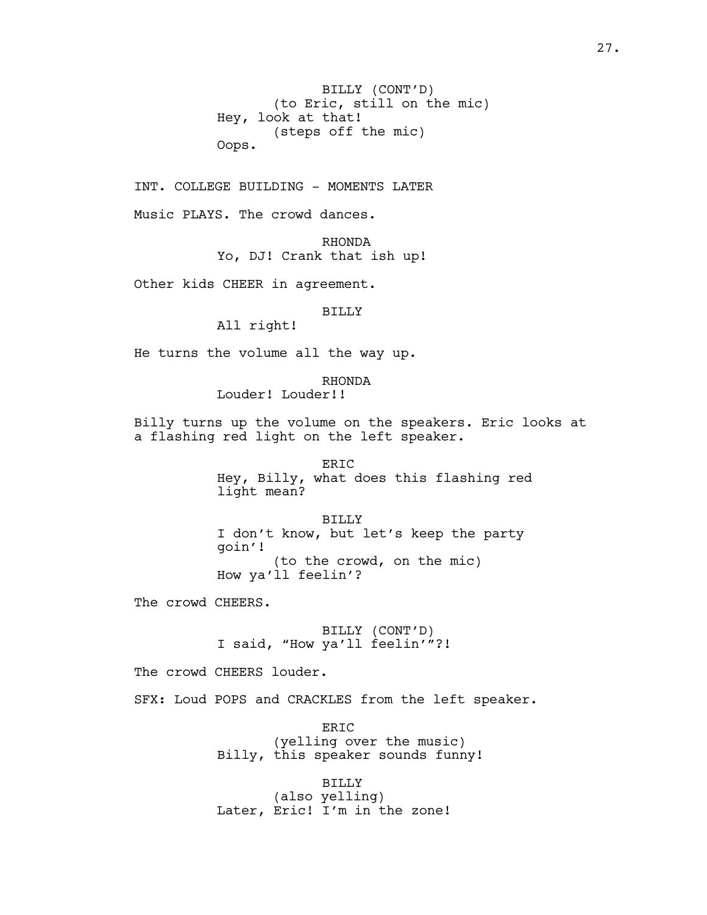BILLY (CONT'D)
(to Eric, still on the mic)
Hey, look at that!
(steps off the mic)
Oops.

INT. COLLEGE BUILDING - MOMENTS LATER

Music PLAYS. The crowd dances.

RHONDA
Yo, DJ! Crank that ish up!

Other kids CHEER in agreement.

BILLY
All right!

He turns the volume all the way up.

RHONDA
Louder! Louder!!

Billy turns up the volume on the speakers. Eric looks at a flashing red light on the left speaker.

ERIC
Hey, Billy, what does this flashing red light mean?

BILLY
I don't know, but let's keep the party goin'!
(to the crowd, on the mic)
How ya'll feelin'?

The crowd CHEERS.

BILLY (CONT'D)
I said, "How ya'll feelin'"?!

The crowd CHEERS louder.

SFX: Loud POPS and CRACKLES from the left speaker.

ERIC
(yelling over the music)
Billy, this speaker sounds funny!

BILLY
(also yelling)
Later, Eric! I'm in the zone!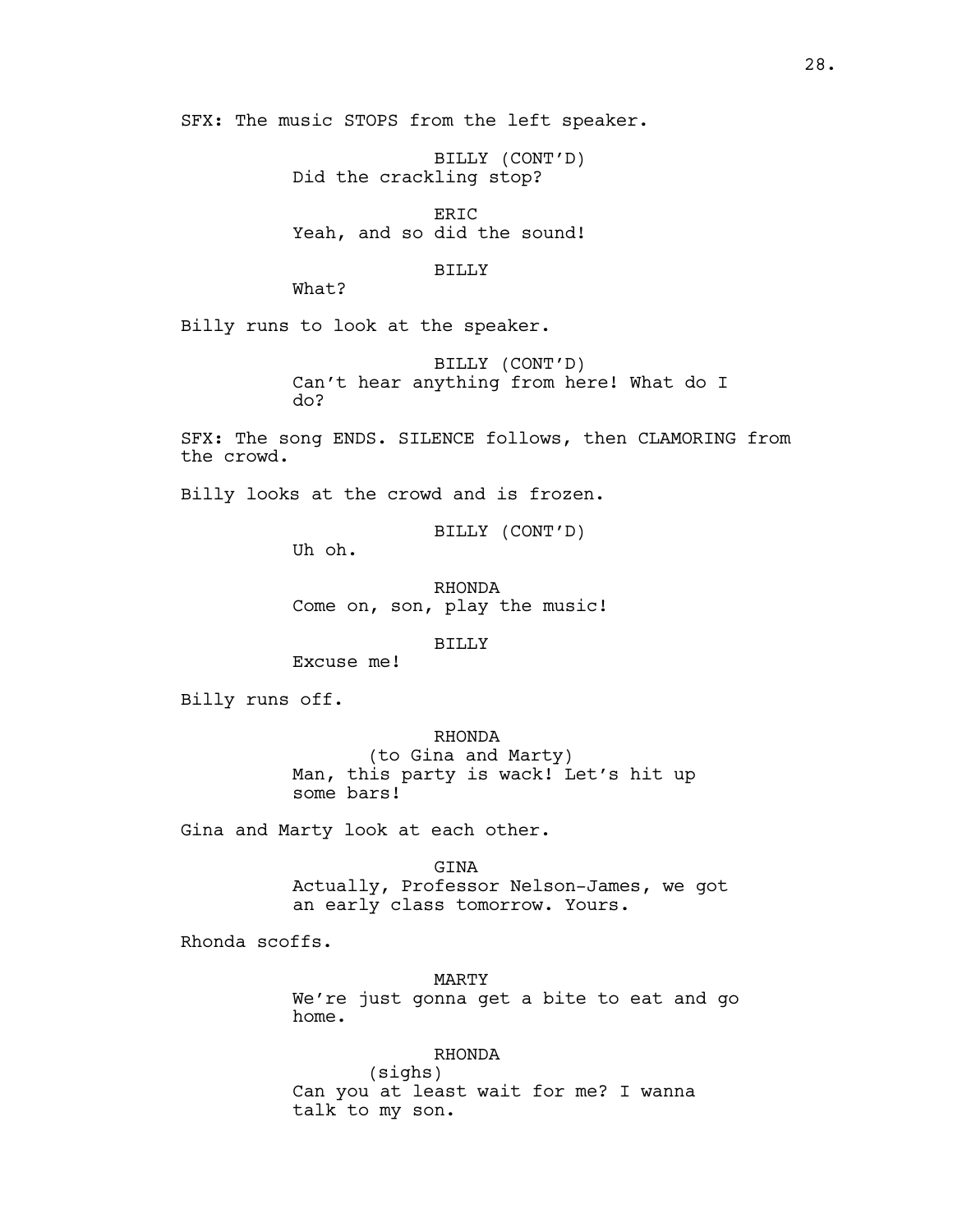SFX: The music STOPS from the left speaker.

BILLY (CONT'D)
Did the crackling stop?

ERIC
Yeah, and so did the sound!

BILLY
What?

Billy runs to look at the speaker.

BILLY (CONT'D)
Can't hear anything from here! What do I do?

SFX: The song ENDS. SILENCE follows, then CLAMORING from the crowd.

Billy looks at the crowd and is frozen.

BILLY (CONT'D)
Uh oh.

RHONDA
Come on, son, play the music!

BILLY
Excuse me!

Billy runs off.

RHONDA
(to Gina and Marty)
Man, this party is wack! Let's hit up some bars!

Gina and Marty look at each other.

GINA
Actually, Professor Nelson-James, we got an early class tomorrow. Yours.

Rhonda scoffs.

MARTY
We're just gonna get a bite to eat and go home.

RHONDA
(sighs)
Can you at least wait for me? I wanna talk to my son.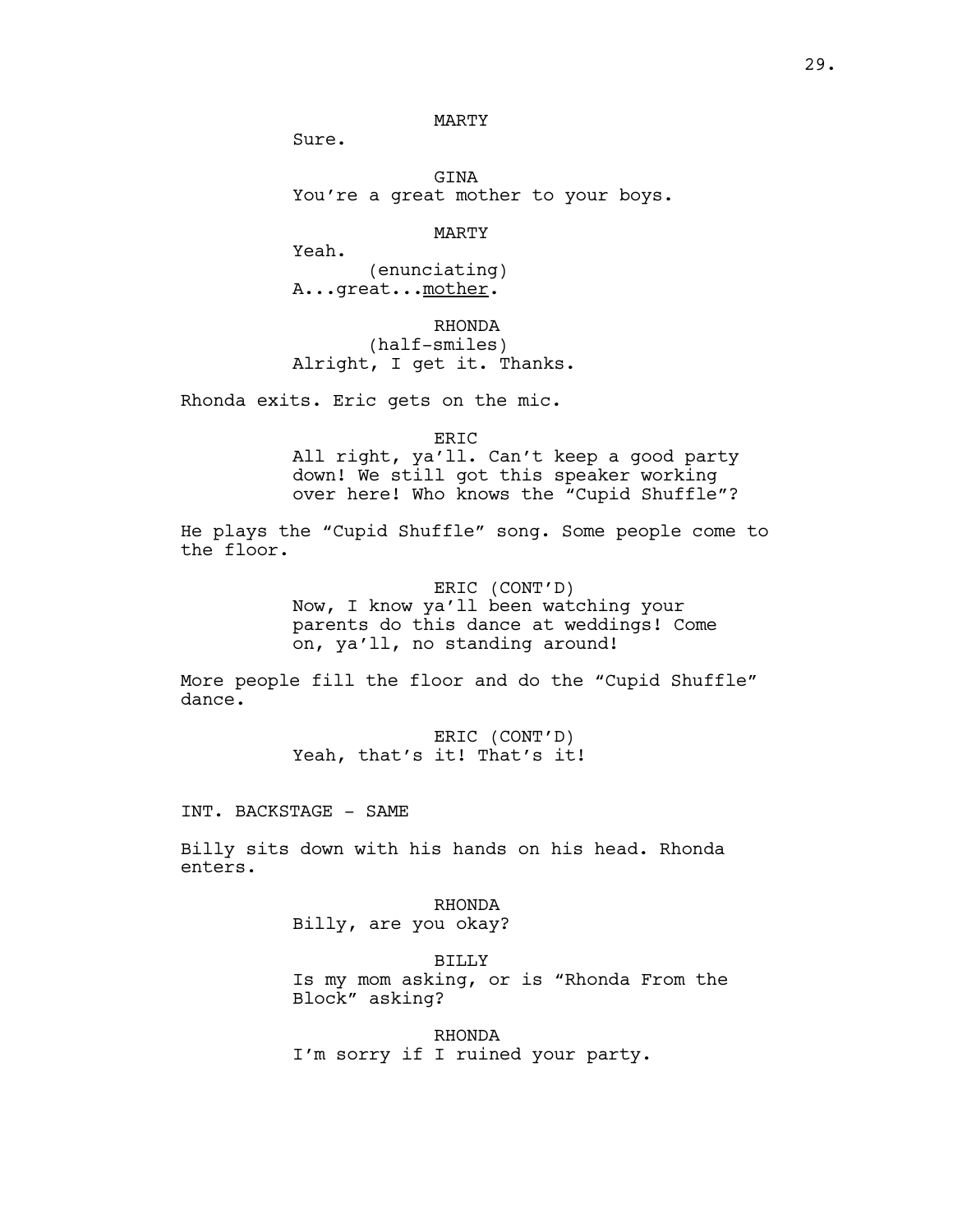MARTY
Sure.

GINA
You're a great mother to your boys.

MARTY
Yeah.
(enunciating)
A...great...<u>mother</u>.

RHONDA
(half-smiles)
Alright, I get it. Thanks.

Rhonda exits. Eric gets on the mic.

ERIC
All right, ya'll. Can't keep a good party down! We still got this speaker working over here! Who knows the "Cupid Shuffle"?

He plays the "Cupid Shuffle" song. Some people come to the floor.

ERIC (CONT'D)
Now, I know ya'll been watching your parents do this dance at weddings! Come on, ya'll, no standing around!

More people fill the floor and do the "Cupid Shuffle" dance.

ERIC (CONT'D)
Yeah, that's it! That's it!

INT. BACKSTAGE - SAME

Billy sits down with his hands on his head. Rhonda enters.

RHONDA
Billy, are you okay?

BILLY
Is my mom asking, or is "Rhonda From the Block" asking?

RHONDA
I'm sorry if I ruined your party.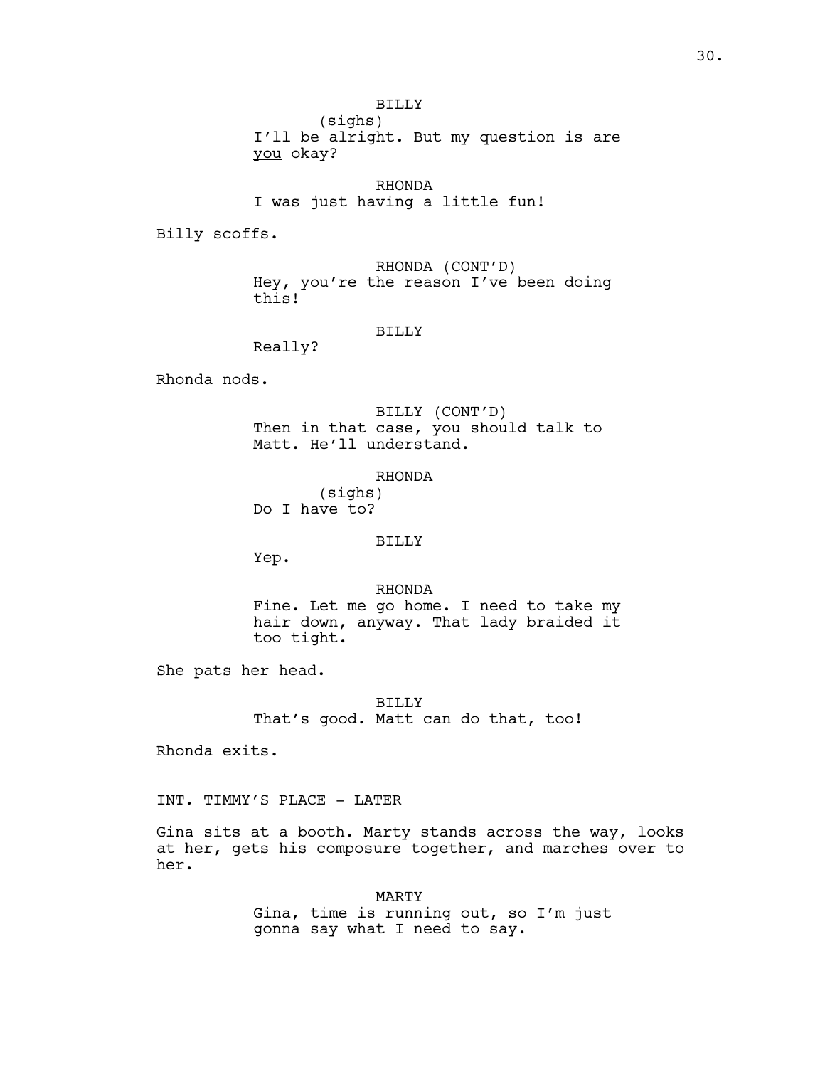BILLY
(sighs)
I'll be alright. But my question is are <u>you</u> okay?

RHONDA
I was just having a little fun!

Billy scoffs.

RHONDA (CONT'D)
Hey, you're the reason I've been doing this!

BILLY
Really?

Rhonda nods.

BILLY (CONT'D)
Then in that case, you should talk to Matt. He'll understand.

RHONDA
(sighs)
Do I have to?

BILLY
Yep.

RHONDA
Fine. Let me go home. I need to take my hair down, anyway. That lady braided it too tight.

She pats her head.

BILLY
That's good. Matt can do that, too!

Rhonda exits.

INT. TIMMY'S PLACE - LATER

Gina sits at a booth. Marty stands across the way, looks at her, gets his composure together, and marches over to her.

MARTY
Gina, time is running out, so I'm just gonna say what I need to say.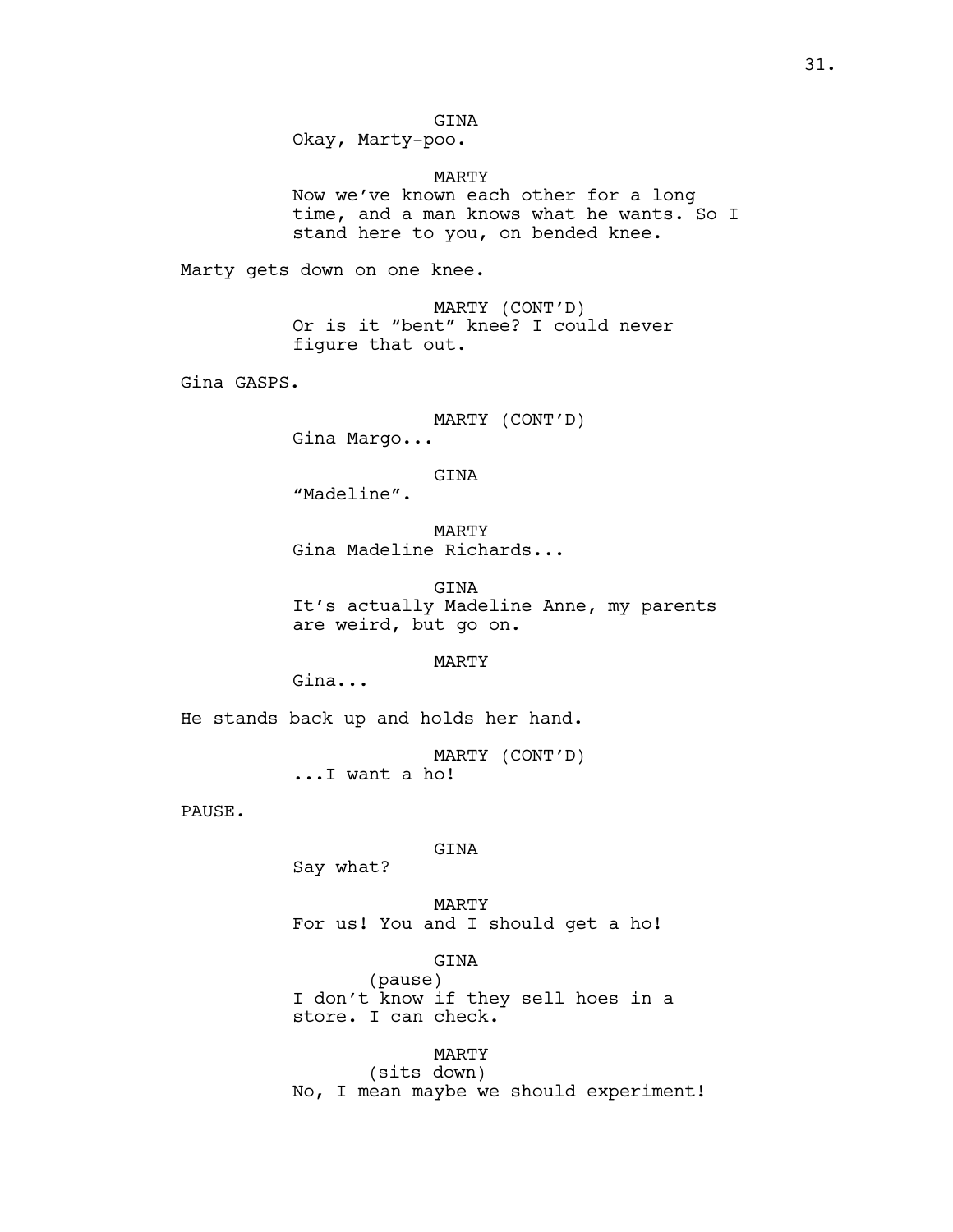GINA
Okay, Marty-poo.

MARTY
Now we've known each other for a long time, and a man knows what he wants. So I stand here to you, on bended knee.

Marty gets down on one knee.

MARTY (CONT'D)
Or is it "bent" knee? I could never figure that out.

Gina GASPS.

MARTY (CONT'D)
Gina Margo...

GINA
"Madeline".

MARTY
Gina Madeline Richards...

GINA
It's actually Madeline Anne, my parents are weird, but go on.

MARTY
Gina...

He stands back up and holds her hand.

MARTY (CONT'D)
...I want a ho!

PAUSE.

GINA
Say what?

MARTY
For us! You and I should get a ho!

GINA
(pause)
I don't know if they sell hoes in a store. I can check.

MARTY
(sits down)
No, I mean maybe we should experiment!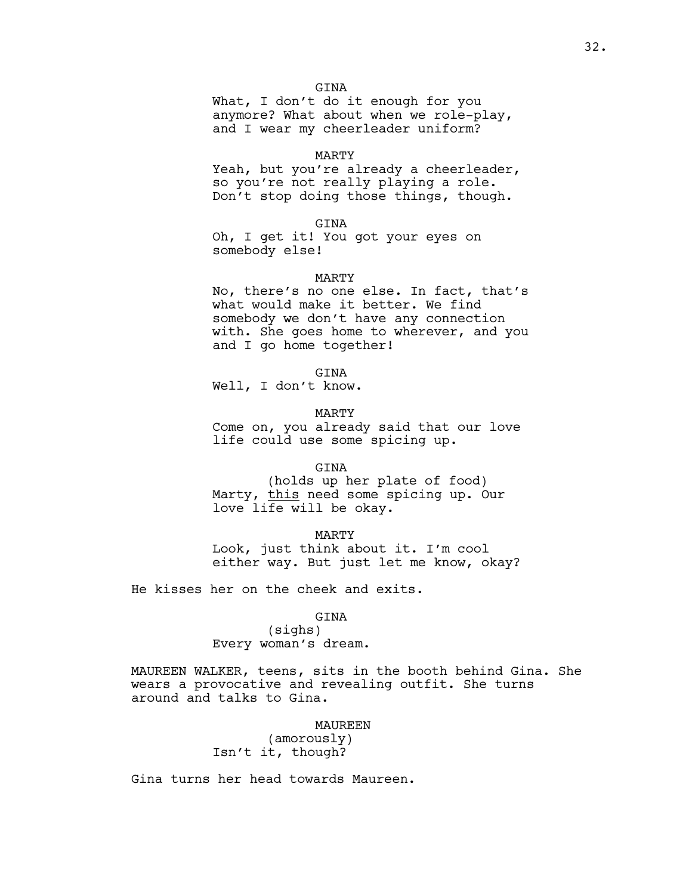GINA

What, I don't do it enough for you anymore? What about when we role-play, and I wear my cheerleader uniform?

MARTY

Yeah, but you're already a cheerleader, so you're not really playing a role. Don't stop doing those things, though.

GINA

Oh, I get it! You got your eyes on somebody else!

MARTY

No, there's no one else. In fact, that's what would make it better. We find somebody we don't have any connection with. She goes home to wherever, and you and I go home together!

GINA

Well, I don't know.

MARTY

Come on, you already said that our love life could use some spicing up.

GINA

(holds up her plate of food)

Marty, this need some spicing up. Our love life will be okay.

MARTY

Look, just think about it. I'm cool either way. But just let me know, okay?

He kisses her on the cheek and exits.

GINA

(sighs)

Every woman's dream.

MAUREEN WALKER, teens, sits in the booth behind Gina. She wears a provocative and revealing outfit. She turns around and talks to Gina.

MAUREEN

(amorously)

Isn't it, though?

Gina turns her head towards Maureen.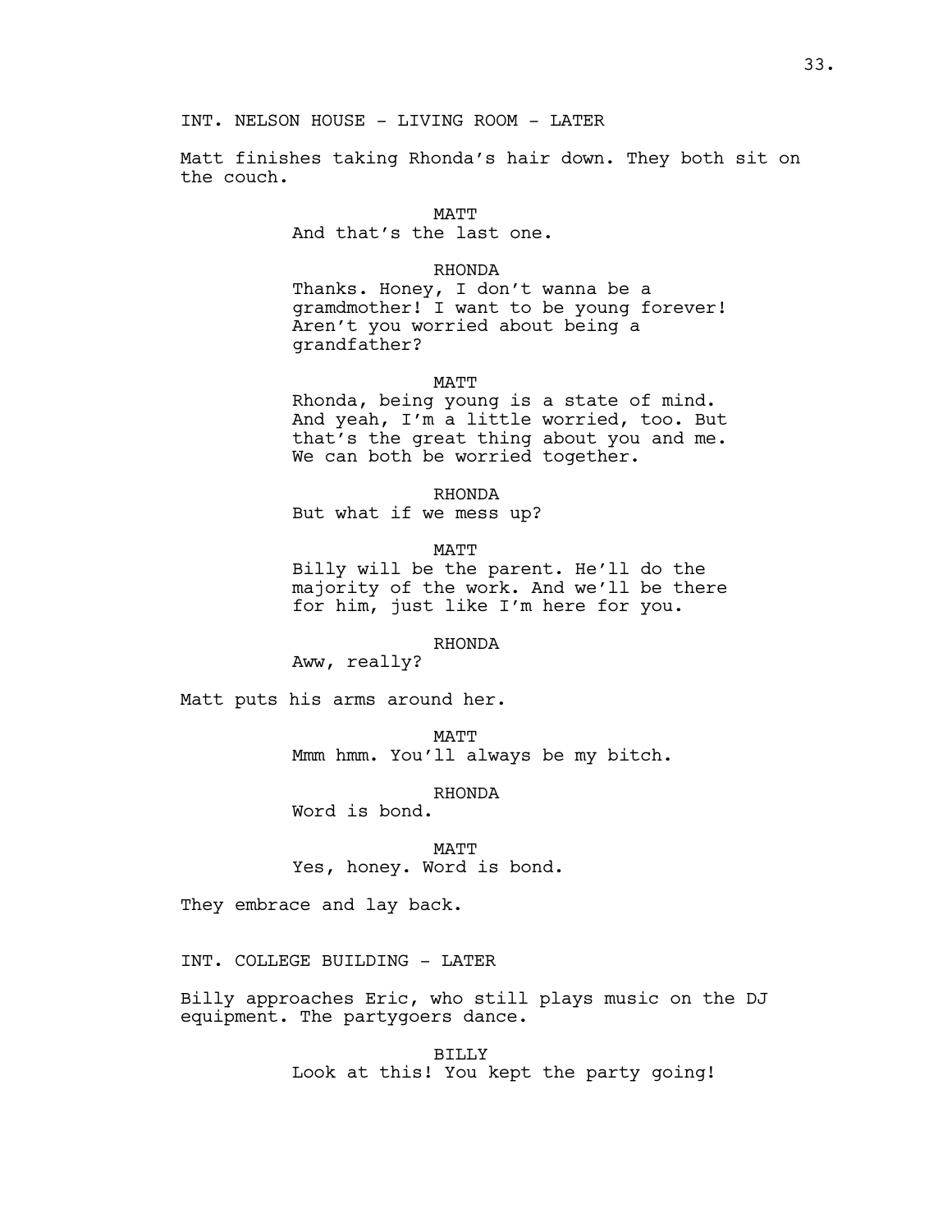INT. NELSON HOUSE - LIVING ROOM - LATER

Matt finishes taking Rhonda's hair down. They both sit on the couch.

MATT
And that's the last one.

RHONDA
Thanks. Honey, I don't wanna be a gramdmother! I want to be young forever! Aren't you worried about being a grandfather?

MATT
Rhonda, being young is a state of mind. And yeah, I'm a little worried, too. But that's the great thing about you and me. We can both be worried together.

RHONDA
But what if we mess up?

MATT
Billy will be the parent. He'll do the majority of the work. And we'll be there for him, just like I'm here for you.

RHONDA
Aww, really?

Matt puts his arms around her.

MATT
Mmm hmm. You'll always be my bitch.

RHONDA
Word is bond.

MATT
Yes, honey. Word is bond.

They embrace and lay back.

INT. COLLEGE BUILDING - LATER

Billy approaches Eric, who still plays music on the DJ equipment. The partygoers dance.

BILLY
Look at this! You kept the party going!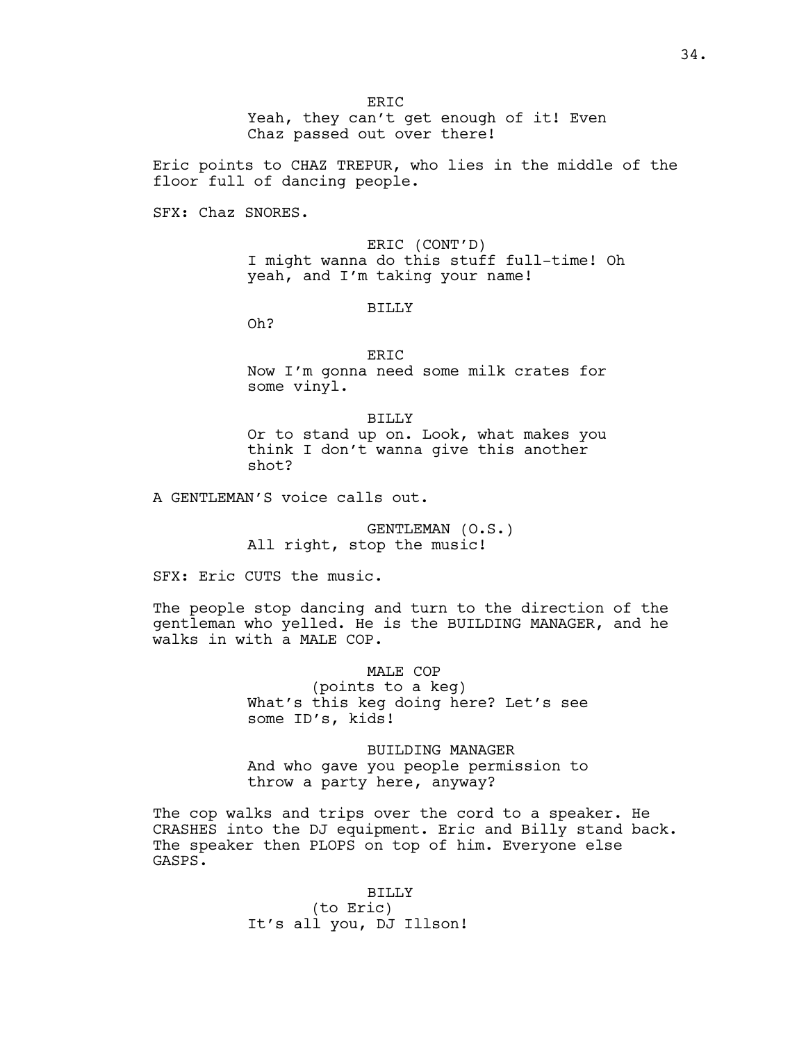ERIC

Yeah, they can't get enough of it! Even Chaz passed out over there!

Eric points to CHAZ TREPUR, who lies in the middle of the floor full of dancing people.

SFX: Chaz SNORES.

ERIC (CONT'D)

I might wanna do this stuff full-time! Oh yeah, and I'm taking your name!

BILLY

Oh?

ERIC

Now I'm gonna need some milk crates for some vinyl.

BILLY

Or to stand up on. Look, what makes you think I don't wanna give this another shot?

A GENTLEMAN'S voice calls out.

GENTLEMAN (O.S.)

All right, stop the music!

SFX: Eric CUTS the music.

The people stop dancing and turn to the direction of the gentleman who yelled. He is the BUILDING MANAGER, and he walks in with a MALE COP.

MALE COP

(points to a keg)

What's this keg doing here? Let's see some ID's, kids!

BUILDING MANAGER

And who gave you people permission to throw a party here, anyway?

The cop walks and trips over the cord to a speaker. He CRASHES into the DJ equipment. Eric and Billy stand back. The speaker then PLOPS on top of him. Everyone else GASPS.

BILLY

(to Eric)

It's all you, DJ Illson!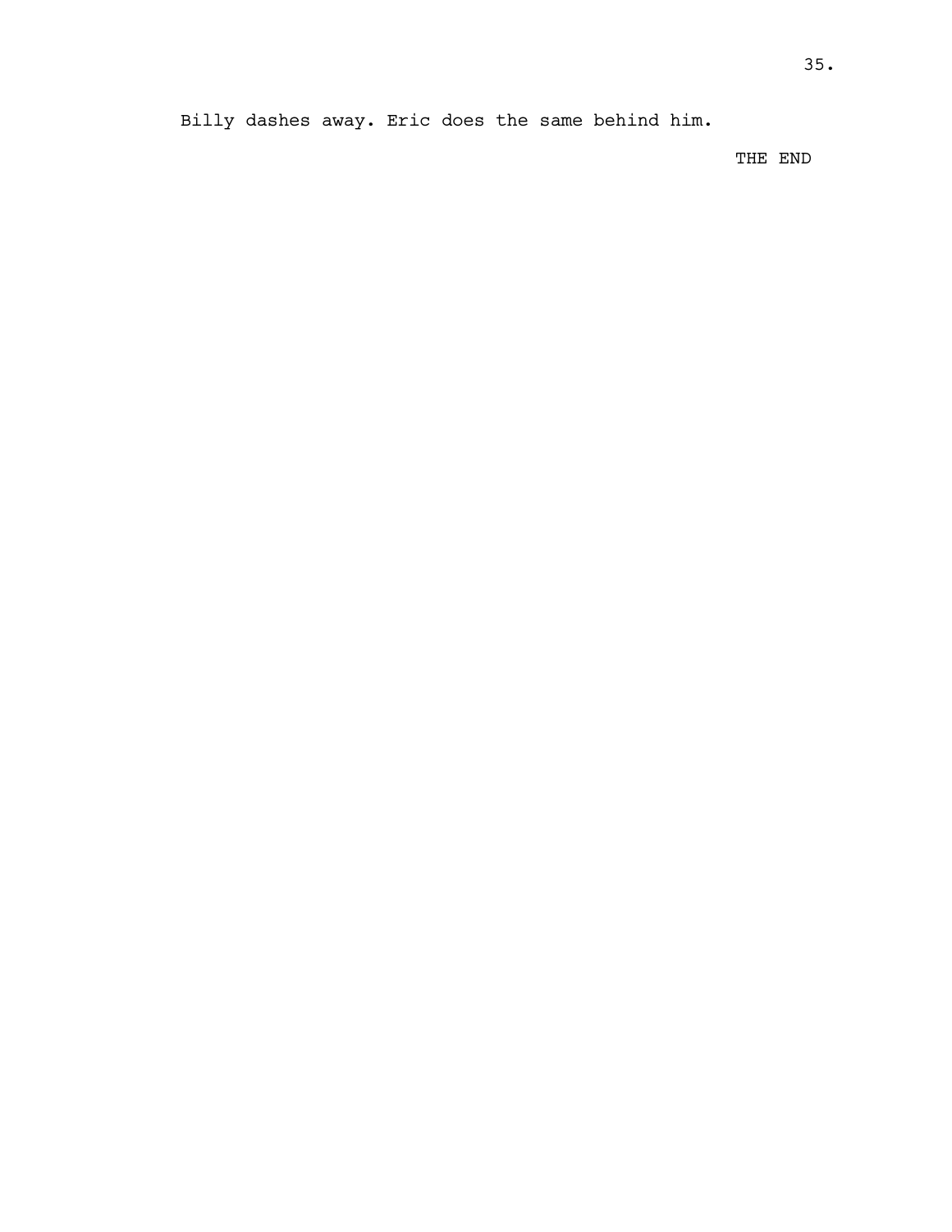Billy dashes away. Eric does the same behind him.

THE END